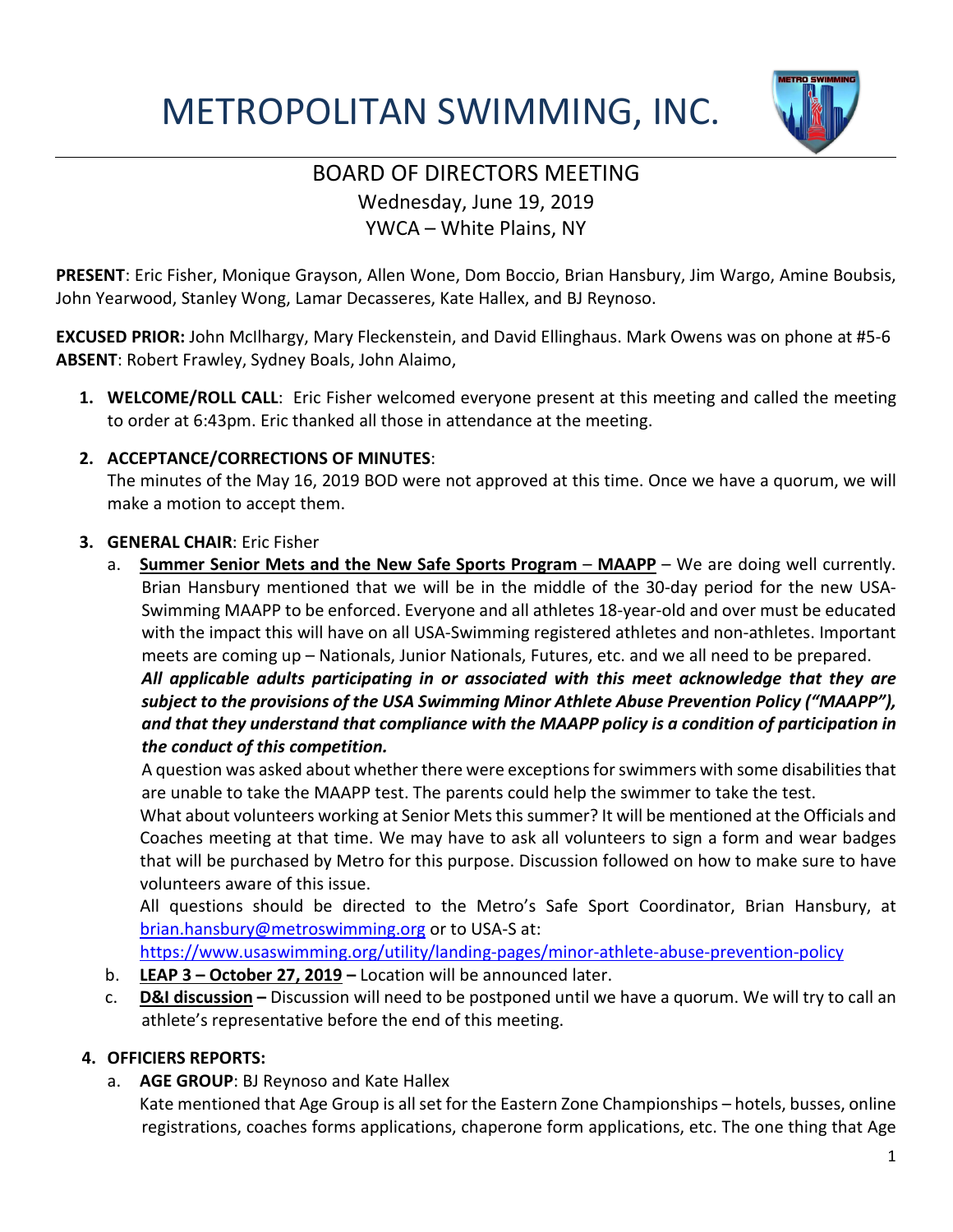# METROPOLITAN SWIMMING, INC.

## BOARD OF DIRECTORS MEETING
Wednesday, June 19, 2019
YWCA – White Plains, NY

**PRESENT**: Eric Fisher, Monique Grayson, Allen Wone, Dom Boccio, Brian Hansbury, Jim Wargo, Amine Boubsis, John Yearwood, Stanley Wong, Lamar Decasseres, Kate Hallex, and BJ Reynoso.

**EXCUSED PRIOR:** John McIlhargy, Mary Fleckenstein, and David Ellinghaus. Mark Owens was on phone at #5-6
**ABSENT**: Robert Frawley, Sydney Boals, John Alaimo,

1. **WELCOME/ROLL CALL**: Eric Fisher welcomed everyone present at this meeting and called the meeting to order at 6:43pm. Eric thanked all those in attendance at the meeting.

2. **ACCEPTANCE/CORRECTIONS OF MINUTES**:
   The minutes of the May 16, 2019 BOD were not approved at this time. Once we have a quorum, we will make a motion to accept them.

3. **GENERAL CHAIR**: Eric Fisher
   a. **Summer Senior Mets and the New Safe Sports Program – MAAPP** – We are doing well currently. Brian Hansbury mentioned that we will be in the middle of the 30-day period for the new USA-Swimming MAAPP to be enforced. Everyone and all athletes 18-year-old and over must be educated with the impact this will have on all USA-Swimming registered athletes and non-athletes. Important meets are coming up – Nationals, Junior Nationals, Futures, etc. and we all need to be prepared.
   ***All applicable adults participating in or associated with this meet acknowledge that they are subject to the provisions of the USA Swimming Minor Athlete Abuse Prevention Policy ("MAAPP"), and that they understand that compliance with the MAAPP policy is a condition of participation in the conduct of this competition.***
   A question was asked about whether there were exceptions for swimmers with some disabilities that are unable to take the MAAPP test. The parents could help the swimmer to take the test.
   What about volunteers working at Senior Mets this summer? It will be mentioned at the Officials and Coaches meeting at that time. We may have to ask all volunteers to sign a form and wear badges that will be purchased by Metro for this purpose. Discussion followed on how to make sure to have volunteers aware of this issue.
   All questions should be directed to the Metro's Safe Sport Coordinator, Brian Hansbury, at brian.hansbury@metroswimming.org or to USA-S at:
   https://www.usaswimming.org/utility/landing-pages/minor-athlete-abuse-prevention-policy
   b. **LEAP 3 – October 27, 2019 –** Location will be announced later.
   c. **D&I discussion –** Discussion will need to be postponed until we have a quorum. We will try to call an athlete's representative before the end of this meeting.

4. **OFFICIERS REPORTS:**
   a. **AGE GROUP**: BJ Reynoso and Kate Hallex
   Kate mentioned that Age Group is all set for the Eastern Zone Championships – hotels, busses, online registrations, coaches forms applications, chaperone form applications, etc. The one thing that Age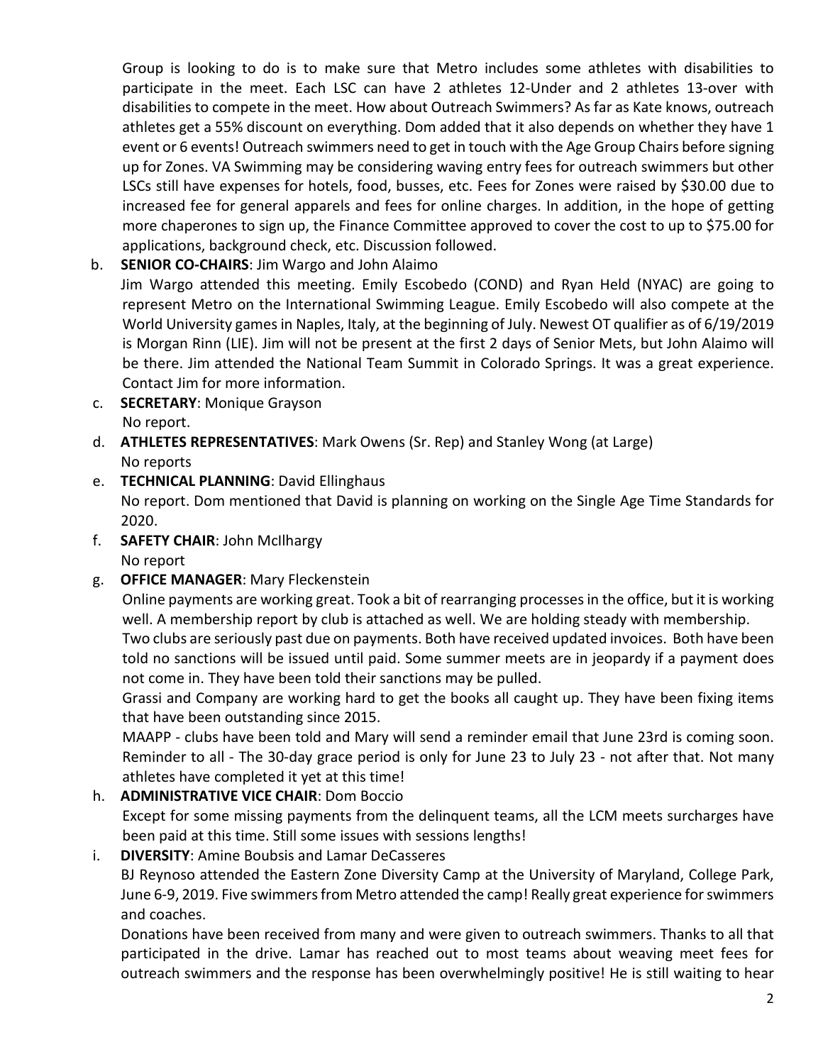Group is looking to do is to make sure that Metro includes some athletes with disabilities to participate in the meet. Each LSC can have 2 athletes 12-Under and 2 athletes 13-over with disabilities to compete in the meet. How about Outreach Swimmers? As far as Kate knows, outreach athletes get a 55% discount on everything. Dom added that it also depends on whether they have 1 event or 6 events! Outreach swimmers need to get in touch with the Age Group Chairs before signing up for Zones. VA Swimming may be considering waving entry fees for outreach swimmers but other LSCs still have expenses for hotels, food, busses, etc. Fees for Zones were raised by $30.00 due to increased fee for general apparels and fees for online charges. In addition, in the hope of getting more chaperones to sign up, the Finance Committee approved to cover the cost to up to $75.00 for applications, background check, etc. Discussion followed.

b. **SENIOR CO-CHAIRS**: Jim Wargo and John Alaimo
   Jim Wargo attended this meeting. Emily Escobedo (COND) and Ryan Held (NYAC) are going to represent Metro on the International Swimming League. Emily Escobedo will also compete at the World University games in Naples, Italy, at the beginning of July. Newest OT qualifier as of 6/19/2019 is Morgan Rinn (LIE). Jim will not be present at the first 2 days of Senior Mets, but John Alaimo will be there. Jim attended the National Team Summit in Colorado Springs. It was a great experience. Contact Jim for more information.

c. **SECRETARY**: Monique Grayson
   No report.

d. **ATHLETES REPRESENTATIVES**: Mark Owens (Sr. Rep) and Stanley Wong (at Large)
   No reports

e. **TECHNICAL PLANNING**: David Ellinghaus
   No report. Dom mentioned that David is planning on working on the Single Age Time Standards for 2020.

f. **SAFETY CHAIR**: John McIlhargy
   No report

g. **OFFICE MANAGER**: Mary Fleckenstein
   Online payments are working great. Took a bit of rearranging processes in the office, but it is working well. A membership report by club is attached as well. We are holding steady with membership.
   Two clubs are seriously past due on payments. Both have received updated invoices. Both have been told no sanctions will be issued until paid. Some summer meets are in jeopardy if a payment does not come in. They have been told their sanctions may be pulled.
   Grassi and Company are working hard to get the books all caught up. They have been fixing items that have been outstanding since 2015.
   MAAPP - clubs have been told and Mary will send a reminder email that June 23rd is coming soon. Reminder to all - The 30-day grace period is only for June 23 to July 23 - not after that. Not many athletes have completed it yet at this time!

h. **ADMINISTRATIVE VICE CHAIR**: Dom Boccio
   Except for some missing payments from the delinquent teams, all the LCM meets surcharges have been paid at this time. Still some issues with sessions lengths!

i. **DIVERSITY**: Amine Boubsis and Lamar DeCasseres
   BJ Reynoso attended the Eastern Zone Diversity Camp at the University of Maryland, College Park, June 6-9, 2019. Five swimmers from Metro attended the camp! Really great experience for swimmers and coaches.
   Donations have been received from many and were given to outreach swimmers. Thanks to all that participated in the drive. Lamar has reached out to most teams about weaving meet fees for outreach swimmers and the response has been overwhelmingly positive! He is still waiting to hear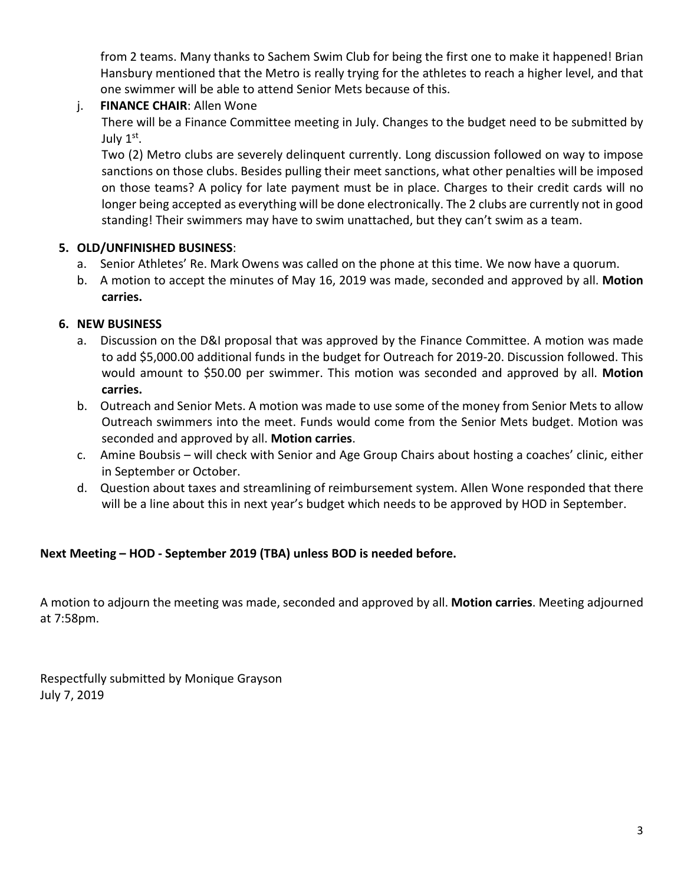from 2 teams. Many thanks to Sachem Swim Club for being the first one to make it happened! Brian Hansbury mentioned that the Metro is really trying for the athletes to reach a higher level, and that one swimmer will be able to attend Senior Mets because of this.

j. **FINANCE CHAIR**: Allen Wone

There will be a Finance Committee meeting in July. Changes to the budget need to be submitted by July 1st.

Two (2) Metro clubs are severely delinquent currently. Long discussion followed on way to impose sanctions on those clubs. Besides pulling their meet sanctions, what other penalties will be imposed on those teams? A policy for late payment must be in place. Charges to their credit cards will no longer being accepted as everything will be done electronically. The 2 clubs are currently not in good standing! Their swimmers may have to swim unattached, but they can't swim as a team.

**5. OLD/UNFINISHED BUSINESS**:

a. Senior Athletes' Re. Mark Owens was called on the phone at this time. We now have a quorum.

b. A motion to accept the minutes of May 16, 2019 was made, seconded and approved by all. **Motion carries.**

**6. NEW BUSINESS**

a. Discussion on the D&I proposal that was approved by the Finance Committee. A motion was made to add $5,000.00 additional funds in the budget for Outreach for 2019-20. Discussion followed. This would amount to $50.00 per swimmer. This motion was seconded and approved by all. **Motion carries.**

b. Outreach and Senior Mets. A motion was made to use some of the money from Senior Mets to allow Outreach swimmers into the meet. Funds would come from the Senior Mets budget. Motion was seconded and approved by all. **Motion carries**.

c. Amine Boubsis – will check with Senior and Age Group Chairs about hosting a coaches' clinic, either in September or October.

d. Question about taxes and streamlining of reimbursement system. Allen Wone responded that there will be a line about this in next year's budget which needs to be approved by HOD in September.

**Next Meeting – HOD - September 2019 (TBA) unless BOD is needed before.**

A motion to adjourn the meeting was made, seconded and approved by all. **Motion carries**. Meeting adjourned at 7:58pm.

Respectfully submitted by Monique Grayson
July 7, 2019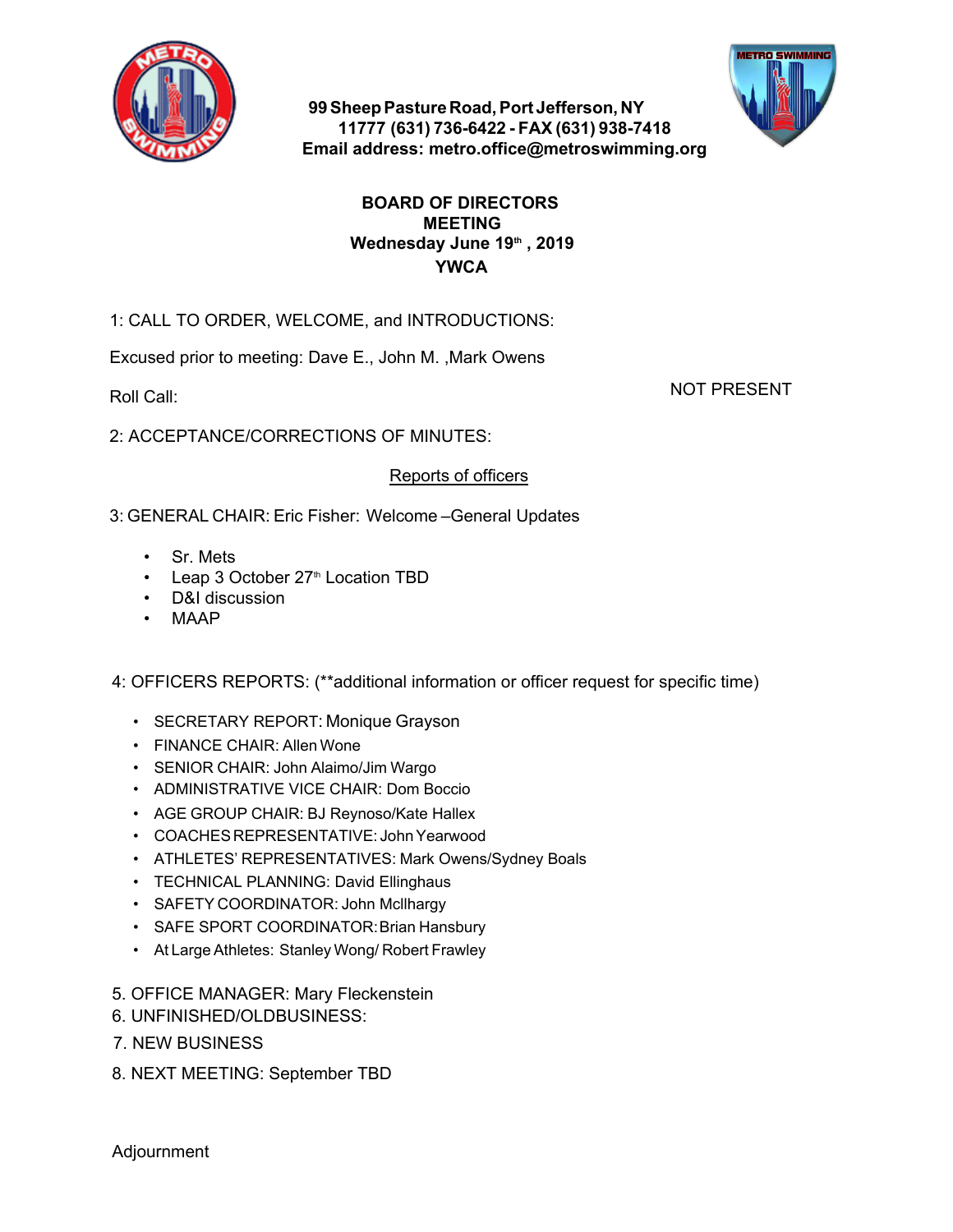99 Sheep Pasture Road, Port Jefferson, NY 11777 (631) 736-6422 - FAX (631) 938-7418
Email address: metro.office@metroswimming.org

**BOARD OF DIRECTORS MEETING**
**Wednesday June 19th , 2019**
**YWCA**

1: CALL TO ORDER, WELCOME, and INTRODUCTIONS:

Excused prior to meeting: Dave E., John M. ,Mark Owens

Roll Call: NOT PRESENT

2: ACCEPTANCE/CORRECTIONS OF MINUTES:

<u>Reports of officers</u>

3: GENERAL CHAIR: Eric Fisher: Welcome –General Updates

- Sr. Mets
- Leap 3 October 27th Location TBD
- D&I discussion
- MAAP

4: OFFICERS REPORTS: (**additional information or officer request for specific time)

- SECRETARY REPORT: Monique Grayson
- FINANCE CHAIR: Allen Wone
- SENIOR CHAIR: John Alaimo/Jim Wargo
- ADMINISTRATIVE VICE CHAIR: Dom Boccio
- AGE GROUP CHAIR: BJ Reynoso/Kate Hallex
- COACHES REPRESENTATIVE: John Yearwood
- ATHLETES' REPRESENTATIVES: Mark Owens/Sydney Boals
- TECHNICAL PLANNING: David Ellinghaus
- SAFETY COORDINATOR: John Mcllhargy
- SAFE SPORT COORDINATOR: Brian Hansbury
- At Large Athletes: Stanley Wong/ Robert Frawley

5. OFFICE MANAGER: Mary Fleckenstein
6. UNFINISHED/OLDBUSINESS:
7. NEW BUSINESS
8. NEXT MEETING: September TBD

Adjournment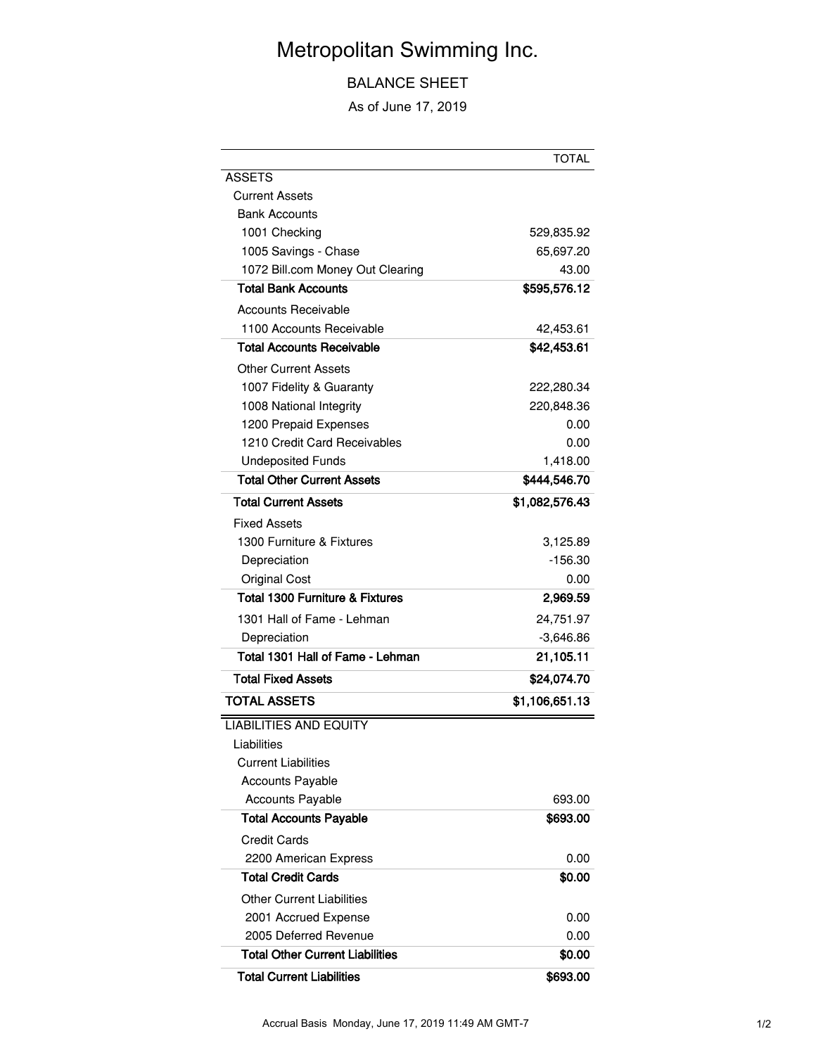# Metropolitan Swimming Inc.

## BALANCE SHEET

As of June 17, 2019

| | TOTAL |
|---|---|
| ASSETS | |
| Current Assets | |
| Bank Accounts | |
| 1001 Checking | 529,835.92 |
| 1005 Savings - Chase | 65,697.20 |
| 1072 Bill.com Money Out Clearing | 43.00 |
| **Total Bank Accounts** | **$595,576.12** |
| Accounts Receivable | |
| 1100 Accounts Receivable | 42,453.61 |
| **Total Accounts Receivable** | **$42,453.61** |
| Other Current Assets | |
| 1007 Fidelity & Guaranty | 222,280.34 |
| 1008 National Integrity | 220,848.36 |
| 1200 Prepaid Expenses | 0.00 |
| 1210 Credit Card Receivables | 0.00 |
| Undeposited Funds | 1,418.00 |
| **Total Other Current Assets** | **$444,546.70** |
| **Total Current Assets** | **$1,082,576.43** |
| Fixed Assets | |
| 1300 Furniture & Fixtures | 3,125.89 |
| Depreciation | -156.30 |
| Original Cost | 0.00 |
| **Total 1300 Furniture & Fixtures** | **2,969.59** |
| 1301 Hall of Fame - Lehman | 24,751.97 |
| Depreciation | -3,646.86 |
| **Total 1301 Hall of Fame - Lehman** | **21,105.11** |
| **Total Fixed Assets** | **$24,074.70** |
| **TOTAL ASSETS** | **$1,106,651.13** |
| LIABILITIES AND EQUITY | |
| Liabilities | |
| Current Liabilities | |
| Accounts Payable | |
| Accounts Payable | 693.00 |
| **Total Accounts Payable** | **$693.00** |
| Credit Cards | |
| 2200 American Express | 0.00 |
| **Total Credit Cards** | **$0.00** |
| Other Current Liabilities | |
| 2001 Accrued Expense | 0.00 |
| 2005 Deferred Revenue | 0.00 |
| **Total Other Current Liabilities** | **$0.00** |
| **Total Current Liabilities** | **$693.00** |

Accrual Basis Monday, June 17, 2019 11:49 AM GMT-7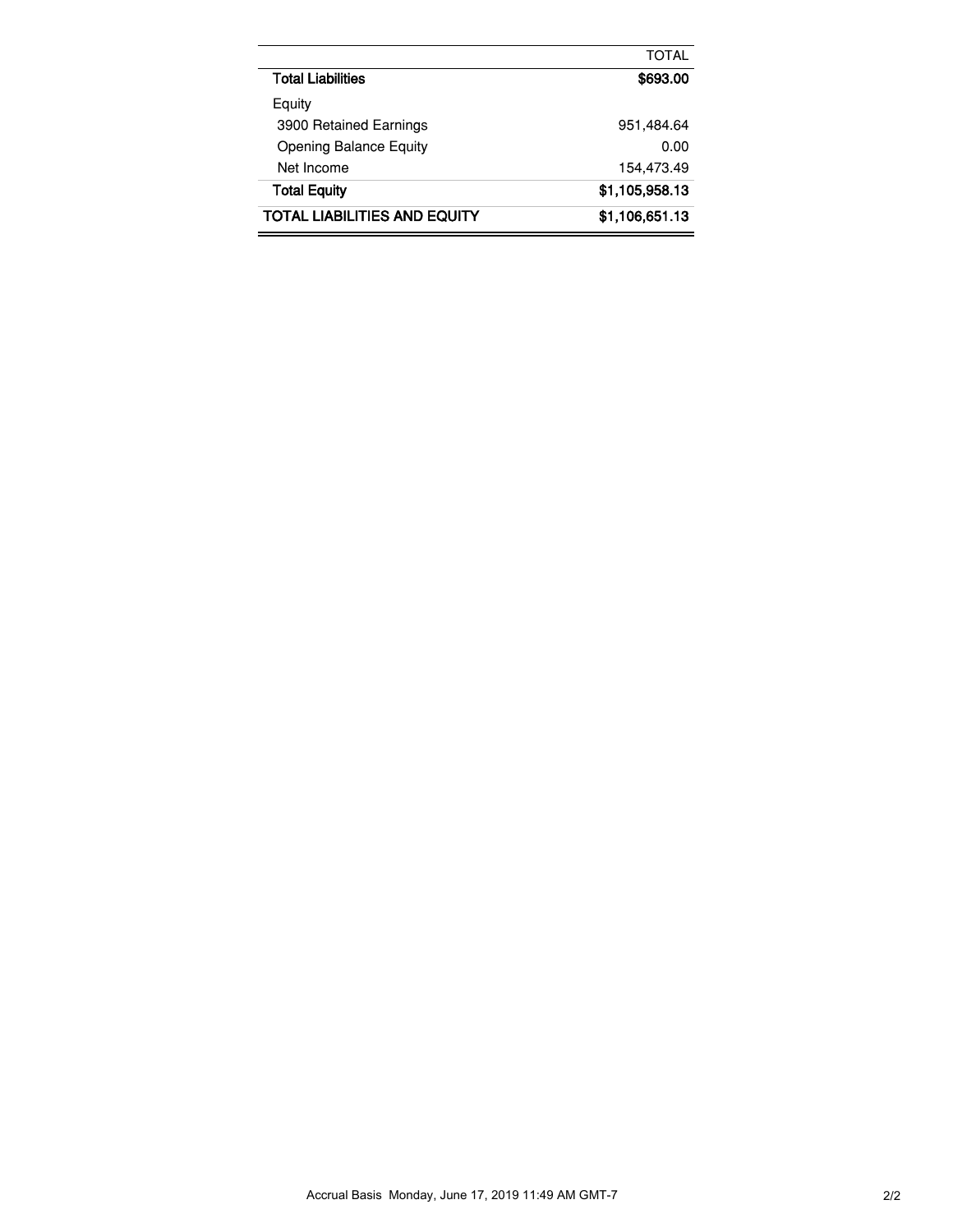| | TOTAL |
|---|---:|
| **Total Liabilities** | **$693.00** |
| Equity | |
| 3900 Retained Earnings | 951,484.64 |
| Opening Balance Equity | 0.00 |
| Net Income | 154,473.49 |
| **Total Equity** | **$1,105,958.13** |
| **TOTAL LIABILITIES AND EQUITY** | **$1,106,651.13** |

Accrual Basis Monday, June 17, 2019 11:49 AM GMT-7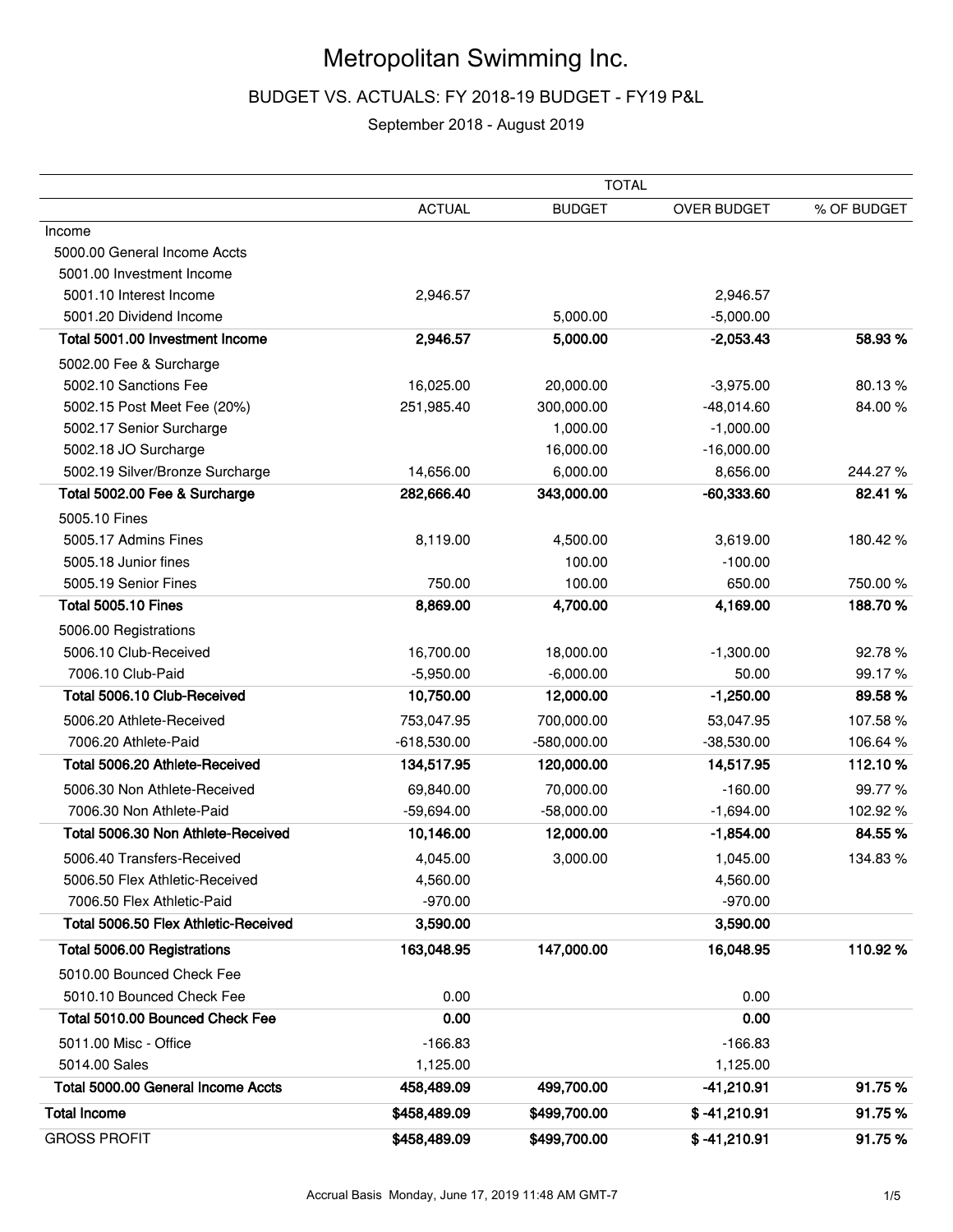# Metropolitan Swimming Inc.

## BUDGET VS. ACTUALS: FY 2018-19 BUDGET - FY19 P&L

September 2018 - August 2019

| | TOTAL | | | |
|---|---|---|---|---|
| | ACTUAL | BUDGET | OVER BUDGET | % OF BUDGET |
| Income | | | | |
| 5000.00 General Income Accts | | | | |
| 5001.00 Investment Income | | | | |
| 5001.10 Interest Income | 2,946.57 | | 2,946.57 | |
| 5001.20 Dividend Income | | 5,000.00 | -5,000.00 | |
| **Total 5001.00 Investment Income** | **2,946.57** | **5,000.00** | **-2,053.43** | **58.93 %** |
| 5002.00 Fee & Surcharge | | | | |
| 5002.10 Sanctions Fee | 16,025.00 | 20,000.00 | -3,975.00 | 80.13 % |
| 5002.15 Post Meet Fee (20%) | 251,985.40 | 300,000.00 | -48,014.60 | 84.00 % |
| 5002.17 Senior Surcharge | | 1,000.00 | -1,000.00 | |
| 5002.18 JO Surcharge | | 16,000.00 | -16,000.00 | |
| 5002.19 Silver/Bronze Surcharge | 14,656.00 | 6,000.00 | 8,656.00 | 244.27 % |
| **Total 5002.00 Fee & Surcharge** | **282,666.40** | **343,000.00** | **-60,333.60** | **82.41 %** |
| 5005.10 Fines | | | | |
| 5005.17 Admins Fines | 8,119.00 | 4,500.00 | 3,619.00 | 180.42 % |
| 5005.18 Junior fines | | 100.00 | -100.00 | |
| 5005.19 Senior Fines | 750.00 | 100.00 | 650.00 | 750.00 % |
| **Total 5005.10 Fines** | **8,869.00** | **4,700.00** | **4,169.00** | **188.70 %** |
| 5006.00 Registrations | | | | |
| 5006.10 Club-Received | 16,700.00 | 18,000.00 | -1,300.00 | 92.78 % |
| 7006.10 Club-Paid | -5,950.00 | -6,000.00 | 50.00 | 99.17 % |
| **Total 5006.10 Club-Received** | **10,750.00** | **12,000.00** | **-1,250.00** | **89.58 %** |
| 5006.20 Athlete-Received | 753,047.95 | 700,000.00 | 53,047.95 | 107.58 % |
| 7006.20 Athlete-Paid | -618,530.00 | -580,000.00 | -38,530.00 | 106.64 % |
| **Total 5006.20 Athlete-Received** | **134,517.95** | **120,000.00** | **14,517.95** | **112.10 %** |
| 5006.30 Non Athlete-Received | 69,840.00 | 70,000.00 | -160.00 | 99.77 % |
| 7006.30 Non Athlete-Paid | -59,694.00 | -58,000.00 | -1,694.00 | 102.92 % |
| **Total 5006.30 Non Athlete-Received** | **10,146.00** | **12,000.00** | **-1,854.00** | **84.55 %** |
| 5006.40 Transfers-Received | 4,045.00 | 3,000.00 | 1,045.00 | 134.83 % |
| 5006.50 Flex Athletic-Received | 4,560.00 | | 4,560.00 | |
| 7006.50 Flex Athletic-Paid | -970.00 | | -970.00 | |
| **Total 5006.50 Flex Athletic-Received** | **3,590.00** | | **3,590.00** | |
| **Total 5006.00 Registrations** | **163,048.95** | **147,000.00** | **16,048.95** | **110.92 %** |
| 5010.00 Bounced Check Fee | | | | |
| 5010.10 Bounced Check Fee | 0.00 | | 0.00 | |
| **Total 5010.00 Bounced Check Fee** | **0.00** | | **0.00** | |
| 5011.00 Misc - Office | -166.83 | | -166.83 | |
| 5014.00 Sales | 1,125.00 | | 1,125.00 | |
| **Total 5000.00 General Income Accts** | **458,489.09** | **499,700.00** | **-41,210.91** | **91.75 %** |
| **Total Income** | **$458,489.09** | **$499,700.00** | **$ -41,210.91** | **91.75 %** |
| GROSS PROFIT | **$458,489.09** | **$499,700.00** | **$ -41,210.91** | **91.75 %** |

Accrual Basis Monday, June 17, 2019 11:48 AM GMT-7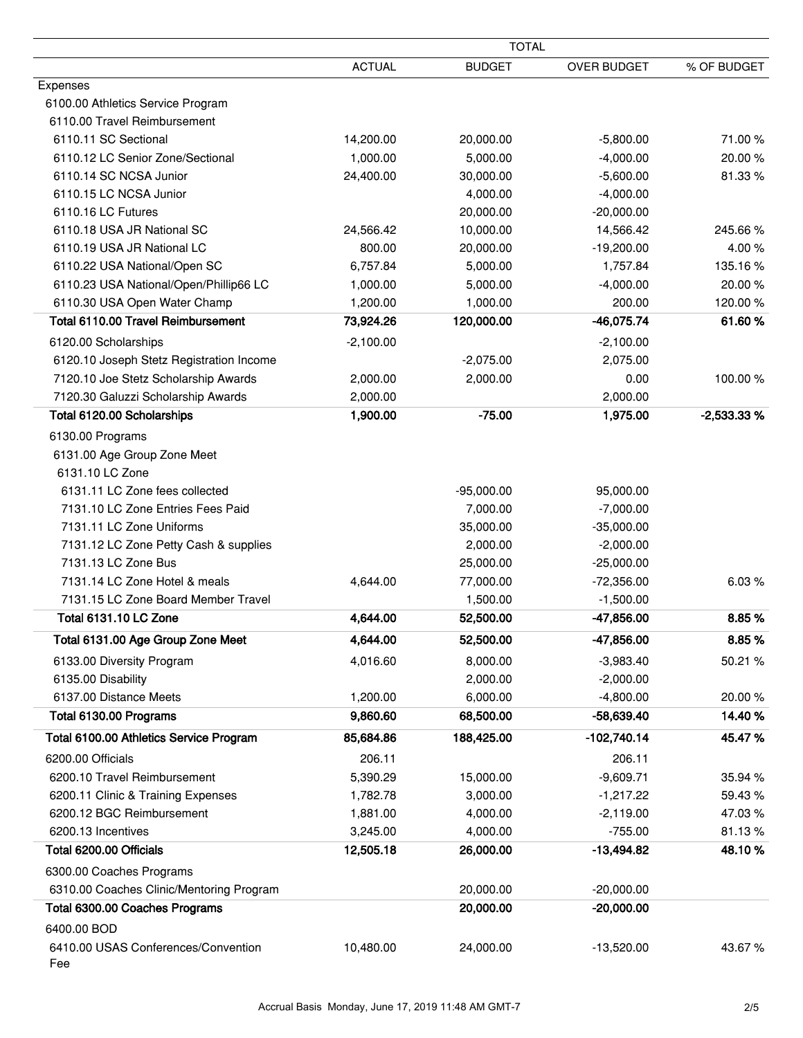| | TOTAL | | | |
|---|---|---|---|---|
| | ACTUAL | BUDGET | OVER BUDGET | % OF BUDGET |
| Expenses | | | | |
| 6100.00 Athletics Service Program | | | | |
| 6110.00 Travel Reimbursement | | | | |
| 6110.11 SC Sectional | 14,200.00 | 20,000.00 | -5,800.00 | 71.00 % |
| 6110.12 LC Senior Zone/Sectional | 1,000.00 | 5,000.00 | -4,000.00 | 20.00 % |
| 6110.14 SC NCSA Junior | 24,400.00 | 30,000.00 | -5,600.00 | 81.33 % |
| 6110.15 LC NCSA Junior | | 4,000.00 | -4,000.00 | |
| 6110.16 LC Futures | | 20,000.00 | -20,000.00 | |
| 6110.18 USA JR National SC | 24,566.42 | 10,000.00 | 14,566.42 | 245.66 % |
| 6110.19 USA JR National LC | 800.00 | 20,000.00 | -19,200.00 | 4.00 % |
| 6110.22 USA National/Open SC | 6,757.84 | 5,000.00 | 1,757.84 | 135.16 % |
| 6110.23 USA National/Open/Phillip66 LC | 1,000.00 | 5,000.00 | -4,000.00 | 20.00 % |
| 6110.30 USA Open Water Champ | 1,200.00 | 1,000.00 | 200.00 | 120.00 % |
| **Total 6110.00 Travel Reimbursement** | **73,924.26** | **120,000.00** | **-46,075.74** | **61.60 %** |
| 6120.00 Scholarships | -2,100.00 | | -2,100.00 | |
| 6120.10 Joseph Stetz Registration Income | | -2,075.00 | 2,075.00 | |
| 7120.10 Joe Stetz Scholarship Awards | 2,000.00 | 2,000.00 | 0.00 | 100.00 % |
| 7120.30 Galuzzi Scholarship Awards | 2,000.00 | | 2,000.00 | |
| **Total 6120.00 Scholarships** | **1,900.00** | **-75.00** | **1,975.00** | **-2,533.33 %** |
| 6130.00 Programs | | | | |
| 6131.00 Age Group Zone Meet | | | | |
| 6131.10 LC Zone | | | | |
| 6131.11 LC Zone fees collected | | -95,000.00 | 95,000.00 | |
| 7131.10 LC Zone Entries Fees Paid | | 7,000.00 | -7,000.00 | |
| 7131.11 LC Zone Uniforms | | 35,000.00 | -35,000.00 | |
| 7131.12 LC Zone Petty Cash & supplies | | 2,000.00 | -2,000.00 | |
| 7131.13 LC Zone Bus | | 25,000.00 | -25,000.00 | |
| 7131.14 LC Zone Hotel & meals | 4,644.00 | 77,000.00 | -72,356.00 | 6.03 % |
| 7131.15 LC Zone Board Member Travel | | 1,500.00 | -1,500.00 | |
| **Total 6131.10 LC Zone** | **4,644.00** | **52,500.00** | **-47,856.00** | **8.85 %** |
| **Total 6131.00 Age Group Zone Meet** | **4,644.00** | **52,500.00** | **-47,856.00** | **8.85 %** |
| 6133.00 Diversity Program | 4,016.60 | 8,000.00 | -3,983.40 | 50.21 % |
| 6135.00 Disability | | 2,000.00 | -2,000.00 | |
| 6137.00 Distance Meets | 1,200.00 | 6,000.00 | -4,800.00 | 20.00 % |
| **Total 6130.00 Programs** | **9,860.60** | **68,500.00** | **-58,639.40** | **14.40 %** |
| **Total 6100.00 Athletics Service Program** | **85,684.86** | **188,425.00** | **-102,740.14** | **45.47 %** |
| 6200.00 Officials | 206.11 | | 206.11 | |
| 6200.10 Travel Reimbursement | 5,390.29 | 15,000.00 | -9,609.71 | 35.94 % |
| 6200.11 Clinic & Training Expenses | 1,782.78 | 3,000.00 | -1,217.22 | 59.43 % |
| 6200.12 BGC Reimbursement | 1,881.00 | 4,000.00 | -2,119.00 | 47.03 % |
| 6200.13 Incentives | 3,245.00 | 4,000.00 | -755.00 | 81.13 % |
| **Total 6200.00 Officials** | **12,505.18** | **26,000.00** | **-13,494.82** | **48.10 %** |
| 6300.00 Coaches Programs | | | | |
| 6310.00 Coaches Clinic/Mentoring Program | | 20,000.00 | -20,000.00 | |
| **Total 6300.00 Coaches Programs** | | **20,000.00** | **-20,000.00** | |
| 6400.00 BOD | | | | |
| 6410.00 USAS Conferences/Convention Fee | 10,480.00 | 24,000.00 | -13,520.00 | 43.67 % |

Accrual Basis Monday, June 17, 2019 11:48 AM GMT-7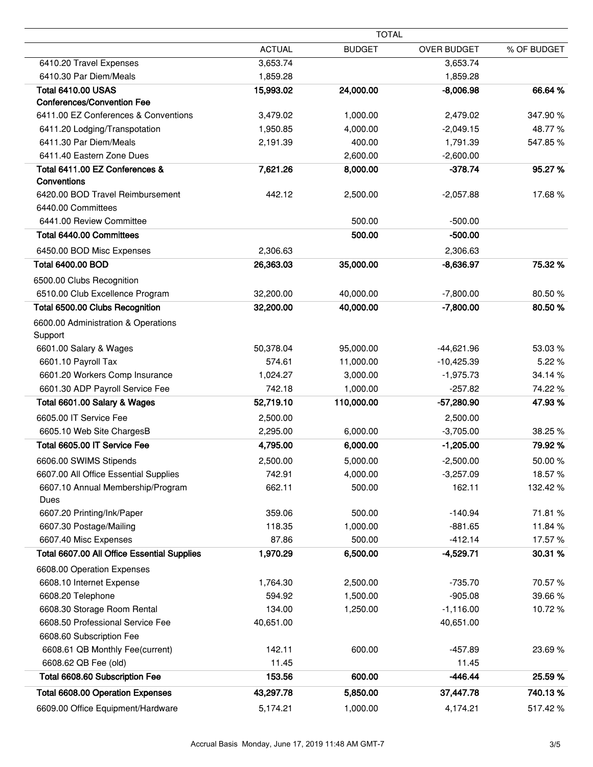| | TOTAL | | | |
|---|---|---|---|---|
| | ACTUAL | BUDGET | OVER BUDGET | % OF BUDGET |
| 6410.20 Travel Expenses | 3,653.74 | | 3,653.74 | |
| 6410.30 Par Diem/Meals | 1,859.28 | | 1,859.28 | |
| **Total 6410.00 USAS Conferences/Convention Fee** | **15,993.02** | **24,000.00** | **-8,006.98** | **66.64 %** |
| 6411.00 EZ Conferences & Conventions | 3,479.02 | 1,000.00 | 2,479.02 | 347.90 % |
| 6411.20 Lodging/Transpotation | 1,950.85 | 4,000.00 | -2,049.15 | 48.77 % |
| 6411.30 Par Diem/Meals | 2,191.39 | 400.00 | 1,791.39 | 547.85 % |
| 6411.40 Eastern Zone Dues | | 2,600.00 | -2,600.00 | |
| **Total 6411.00 EZ Conferences & Conventions** | **7,621.26** | **8,000.00** | **-378.74** | **95.27 %** |
| 6420.00 BOD Travel Reimbursement | 442.12 | 2,500.00 | -2,057.88 | 17.68 % |
| 6440.00 Committees | | | | |
| 6441.00 Review Committee | | 500.00 | -500.00 | |
| **Total 6440.00 Committees** | | **500.00** | **-500.00** | |
| 6450.00 BOD Misc Expenses | 2,306.63 | | 2,306.63 | |
| **Total 6400.00 BOD** | **26,363.03** | **35,000.00** | **-8,636.97** | **75.32 %** |
| 6500.00 Clubs Recognition | | | | |
| 6510.00 Club Excellence Program | 32,200.00 | 40,000.00 | -7,800.00 | 80.50 % |
| **Total 6500.00 Clubs Recognition** | **32,200.00** | **40,000.00** | **-7,800.00** | **80.50 %** |
| 6600.00 Administration & Operations Support | | | | |
| 6601.00 Salary & Wages | 50,378.04 | 95,000.00 | -44,621.96 | 53.03 % |
| 6601.10 Payroll Tax | 574.61 | 11,000.00 | -10,425.39 | 5.22 % |
| 6601.20 Workers Comp Insurance | 1,024.27 | 3,000.00 | -1,975.73 | 34.14 % |
| 6601.30 ADP Payroll Service Fee | 742.18 | 1,000.00 | -257.82 | 74.22 % |
| **Total 6601.00 Salary & Wages** | **52,719.10** | **110,000.00** | **-57,280.90** | **47.93 %** |
| 6605.00 IT Service Fee | 2,500.00 | | 2,500.00 | |
| 6605.10 Web Site ChargesB | 2,295.00 | 6,000.00 | -3,705.00 | 38.25 % |
| **Total 6605.00 IT Service Fee** | **4,795.00** | **6,000.00** | **-1,205.00** | **79.92 %** |
| 6606.00 SWIMS Stipends | 2,500.00 | 5,000.00 | -2,500.00 | 50.00 % |
| 6607.00 All Office Essential Supplies | 742.91 | 4,000.00 | -3,257.09 | 18.57 % |
| 6607.10 Annual Membership/Program Dues | 662.11 | 500.00 | 162.11 | 132.42 % |
| 6607.20 Printing/Ink/Paper | 359.06 | 500.00 | -140.94 | 71.81 % |
| 6607.30 Postage/Mailing | 118.35 | 1,000.00 | -881.65 | 11.84 % |
| 6607.40 Misc Expenses | 87.86 | 500.00 | -412.14 | 17.57 % |
| **Total 6607.00 All Office Essential Supplies** | **1,970.29** | **6,500.00** | **-4,529.71** | **30.31 %** |
| 6608.00 Operation Expenses | | | | |
| 6608.10 Internet Expense | 1,764.30 | 2,500.00 | -735.70 | 70.57 % |
| 6608.20 Telephone | 594.92 | 1,500.00 | -905.08 | 39.66 % |
| 6608.30 Storage Room Rental | 134.00 | 1,250.00 | -1,116.00 | 10.72 % |
| 6608.50 Professional Service Fee | 40,651.00 | | 40,651.00 | |
| 6608.60 Subscription Fee | | | | |
| 6608.61 QB Monthly Fee(current) | 142.11 | 600.00 | -457.89 | 23.69 % |
| 6608.62 QB Fee (old) | 11.45 | | 11.45 | |
| **Total 6608.60 Subscription Fee** | **153.56** | **600.00** | **-446.44** | **25.59 %** |
| **Total 6608.00 Operation Expenses** | **43,297.78** | **5,850.00** | **37,447.78** | **740.13 %** |
| 6609.00 Office Equipment/Hardware | 5,174.21 | 1,000.00 | 4,174.21 | 517.42 % |

Accrual Basis Monday, June 17, 2019 11:48 AM GMT-7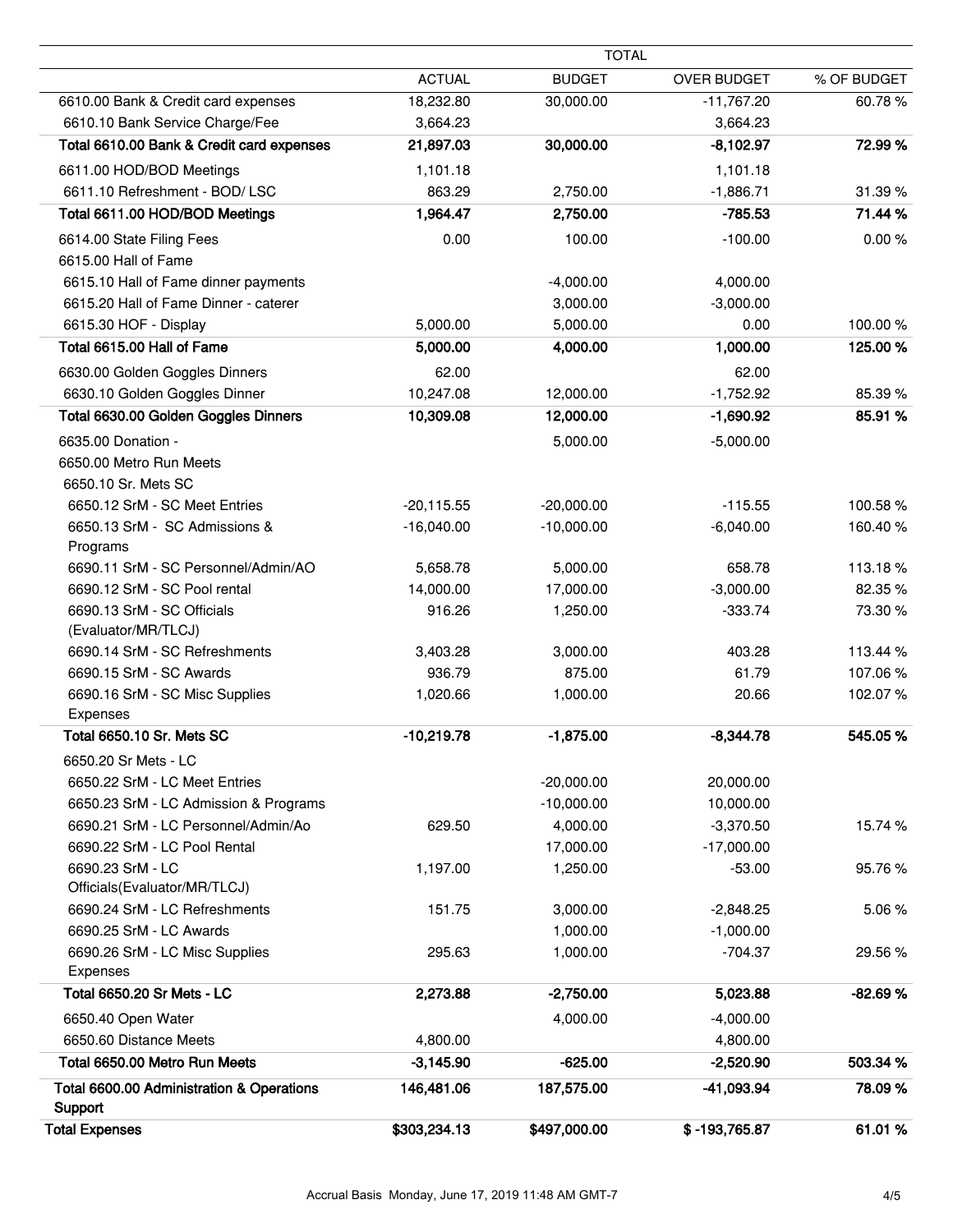| | TOTAL | | | |
|---|---|---|---|---|
| | ACTUAL | BUDGET | OVER BUDGET | % OF BUDGET |
| 6610.00 Bank & Credit card expenses | 18,232.80 | 30,000.00 | -11,767.20 | 60.78 % |
| 6610.10 Bank Service Charge/Fee | 3,664.23 | | 3,664.23 | |
| **Total 6610.00 Bank & Credit card expenses** | **21,897.03** | **30,000.00** | **-8,102.97** | **72.99 %** |
| 6611.00 HOD/BOD Meetings | 1,101.18 | | 1,101.18 | |
| 6611.10 Refreshment - BOD/ LSC | 863.29 | 2,750.00 | -1,886.71 | 31.39 % |
| **Total 6611.00 HOD/BOD Meetings** | **1,964.47** | **2,750.00** | **-785.53** | **71.44 %** |
| 6614.00 State Filing Fees | 0.00 | 100.00 | -100.00 | 0.00 % |
| 6615.00 Hall of Fame | | | | |
| 6615.10 Hall of Fame dinner payments | | -4,000.00 | 4,000.00 | |
| 6615.20 Hall of Fame Dinner - caterer | | 3,000.00 | -3,000.00 | |
| 6615.30 HOF - Display | 5,000.00 | 5,000.00 | 0.00 | 100.00 % |
| **Total 6615.00 Hall of Fame** | **5,000.00** | **4,000.00** | **1,000.00** | **125.00 %** |
| 6630.00 Golden Goggles Dinners | 62.00 | | 62.00 | |
| 6630.10 Golden Goggles Dinner | 10,247.08 | 12,000.00 | -1,752.92 | 85.39 % |
| **Total 6630.00 Golden Goggles Dinners** | **10,309.08** | **12,000.00** | **-1,690.92** | **85.91 %** |
| 6635.00 Donation - | | 5,000.00 | -5,000.00 | |
| 6650.00 Metro Run Meets | | | | |
| 6650.10 Sr. Mets SC | | | | |
| 6650.12 SrM - SC Meet Entries | -20,115.55 | -20,000.00 | -115.55 | 100.58 % |
| 6650.13 SrM - SC Admissions & Programs | -16,040.00 | -10,000.00 | -6,040.00 | 160.40 % |
| 6690.11 SrM - SC Personnel/Admin/AO | 5,658.78 | 5,000.00 | 658.78 | 113.18 % |
| 6690.12 SrM - SC Pool rental | 14,000.00 | 17,000.00 | -3,000.00 | 82.35 % |
| 6690.13 SrM - SC Officials (Evaluator/MR/TLCJ) | 916.26 | 1,250.00 | -333.74 | 73.30 % |
| 6690.14 SrM - SC Refreshments | 3,403.28 | 3,000.00 | 403.28 | 113.44 % |
| 6690.15 SrM - SC Awards | 936.79 | 875.00 | 61.79 | 107.06 % |
| 6690.16 SrM - SC Misc Supplies Expenses | 1,020.66 | 1,000.00 | 20.66 | 102.07 % |
| **Total 6650.10 Sr. Mets SC** | **-10,219.78** | **-1,875.00** | **-8,344.78** | **545.05 %** |
| 6650.20 Sr Mets - LC | | | | |
| 6650.22 SrM - LC Meet Entries | | -20,000.00 | 20,000.00 | |
| 6650.23 SrM - LC Admission & Programs | | -10,000.00 | 10,000.00 | |
| 6690.21 SrM - LC Personnel/Admin/Ao | 629.50 | 4,000.00 | -3,370.50 | 15.74 % |
| 6690.22 SrM - LC Pool Rental | | 17,000.00 | -17,000.00 | |
| 6690.23 SrM - LC Officials(Evaluator/MR/TLCJ) | 1,197.00 | 1,250.00 | -53.00 | 95.76 % |
| 6690.24 SrM - LC Refreshments | 151.75 | 3,000.00 | -2,848.25 | 5.06 % |
| 6690.25 SrM - LC Awards | | 1,000.00 | -1,000.00 | |
| 6690.26 SrM - LC Misc Supplies Expenses | 295.63 | 1,000.00 | -704.37 | 29.56 % |
| **Total 6650.20 Sr Mets - LC** | **2,273.88** | **-2,750.00** | **5,023.88** | **-82.69 %** |
| 6650.40 Open Water | | 4,000.00 | -4,000.00 | |
| 6650.60 Distance Meets | 4,800.00 | | 4,800.00 | |
| **Total 6650.00 Metro Run Meets** | **-3,145.90** | **-625.00** | **-2,520.90** | **503.34 %** |
| **Total 6600.00 Administration & Operations Support** | **146,481.06** | **187,575.00** | **-41,093.94** | **78.09 %** |
| **Total Expenses** | **$303,234.13** | **$497,000.00** | **$ -193,765.87** | **61.01 %** |

Accrual Basis Monday, June 17, 2019 11:48 AM GMT-7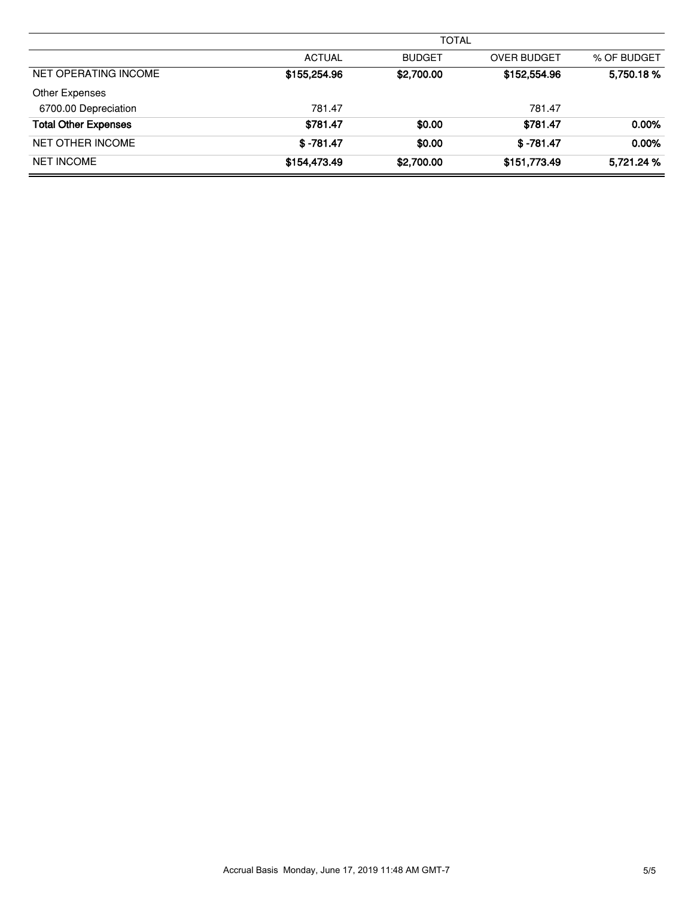| | TOTAL | | | |
|---|---|---|---|---|
| | ACTUAL | BUDGET | OVER BUDGET | % OF BUDGET |
| NET OPERATING INCOME | **$155,254.96** | **$2,700.00** | **$152,554.96** | **5,750.18 %** |
| Other Expenses | | | | |
| 6700.00 Depreciation | 781.47 | | 781.47 | |
| **Total Other Expenses** | **$781.47** | **$0.00** | **$781.47** | **0.00%** |
| NET OTHER INCOME | **$ -781.47** | **$0.00** | **$ -781.47** | **0.00%** |
| NET INCOME | **$154,473.49** | **$2,700.00** | **$151,773.49** | **5,721.24 %** |

Accrual Basis Monday, June 17, 2019 11:48 AM GMT-7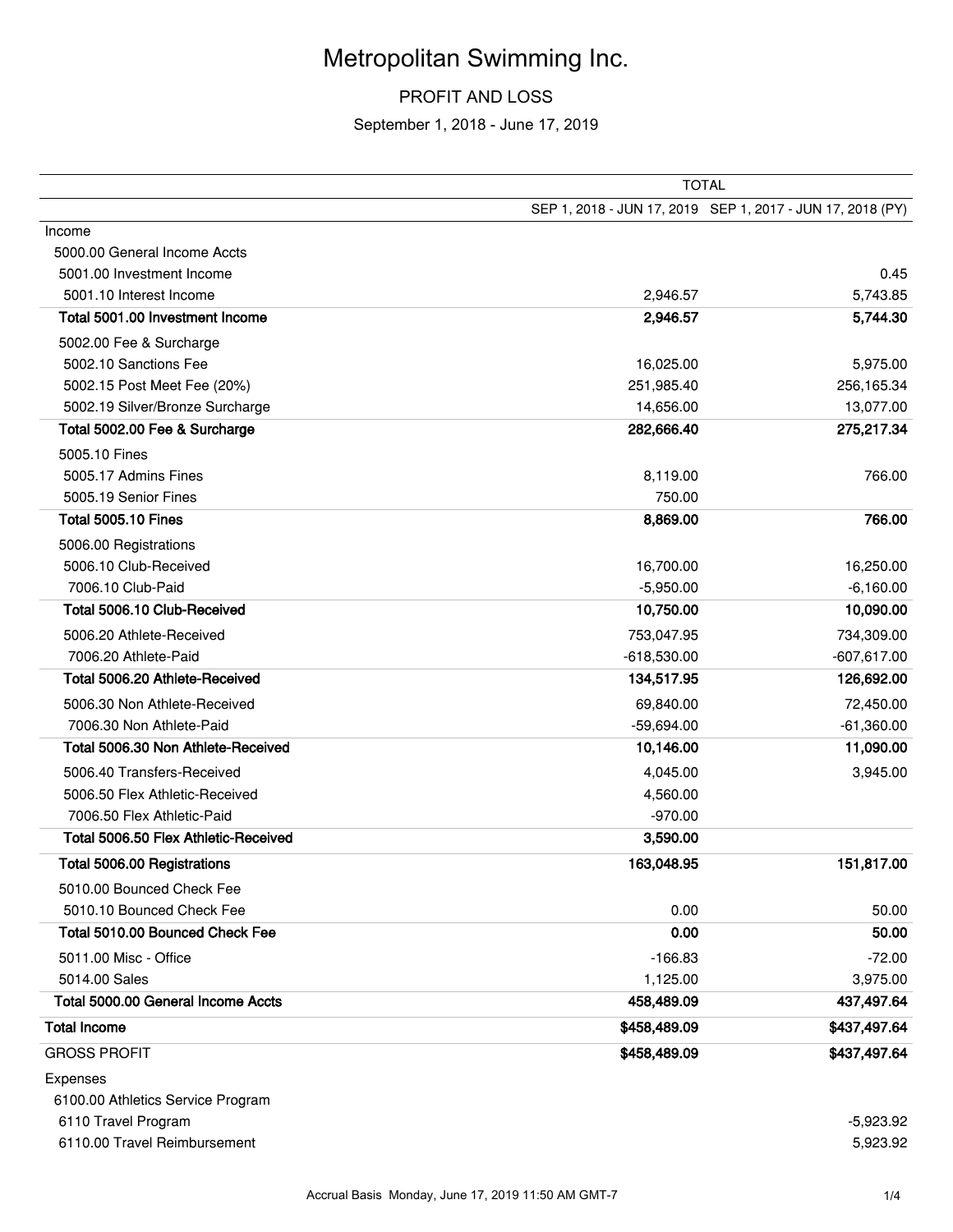# Metropolitan Swimming Inc.

## PROFIT AND LOSS

September 1, 2018 - June 17, 2019

| | TOTAL | |
|---|---|---|
| | SEP 1, 2018 - JUN 17, 2019 | SEP 1, 2017 - JUN 17, 2018 (PY) |
| Income | | |
| 5000.00 General Income Accts | | |
| 5001.00 Investment Income | | 0.45 |
| 5001.10 Interest Income | 2,946.57 | 5,743.85 |
| **Total 5001.00 Investment Income** | **2,946.57** | **5,744.30** |
| 5002.00 Fee & Surcharge | | |
| 5002.10 Sanctions Fee | 16,025.00 | 5,975.00 |
| 5002.15 Post Meet Fee (20%) | 251,985.40 | 256,165.34 |
| 5002.19 Silver/Bronze Surcharge | 14,656.00 | 13,077.00 |
| **Total 5002.00 Fee & Surcharge** | **282,666.40** | **275,217.34** |
| 5005.10 Fines | | |
| 5005.17 Admins Fines | 8,119.00 | 766.00 |
| 5005.19 Senior Fines | 750.00 | |
| **Total 5005.10 Fines** | **8,869.00** | **766.00** |
| 5006.00 Registrations | | |
| 5006.10 Club-Received | 16,700.00 | 16,250.00 |
| 7006.10 Club-Paid | -5,950.00 | -6,160.00 |
| **Total 5006.10 Club-Received** | **10,750.00** | **10,090.00** |
| 5006.20 Athlete-Received | 753,047.95 | 734,309.00 |
| 7006.20 Athlete-Paid | -618,530.00 | -607,617.00 |
| **Total 5006.20 Athlete-Received** | **134,517.95** | **126,692.00** |
| 5006.30 Non Athlete-Received | 69,840.00 | 72,450.00 |
| 7006.30 Non Athlete-Paid | -59,694.00 | -61,360.00 |
| **Total 5006.30 Non Athlete-Received** | **10,146.00** | **11,090.00** |
| 5006.40 Transfers-Received | 4,045.00 | 3,945.00 |
| 5006.50 Flex Athletic-Received | 4,560.00 | |
| 7006.50 Flex Athletic-Paid | -970.00 | |
| **Total 5006.50 Flex Athletic-Received** | **3,590.00** | |
| **Total 5006.00 Registrations** | **163,048.95** | **151,817.00** |
| 5010.00 Bounced Check Fee | | |
| 5010.10 Bounced Check Fee | 0.00 | 50.00 |
| **Total 5010.00 Bounced Check Fee** | **0.00** | **50.00** |
| 5011.00 Misc - Office | -166.83 | -72.00 |
| 5014.00 Sales | 1,125.00 | 3,975.00 |
| **Total 5000.00 General Income Accts** | **458,489.09** | **437,497.64** |
| **Total Income** | **$458,489.09** | **$437,497.64** |
| GROSS PROFIT | **$458,489.09** | **$437,497.64** |
| Expenses | | |
| 6100.00 Athletics Service Program | | |
| 6110 Travel Program | | -5,923.92 |
| 6110.00 Travel Reimbursement | | 5,923.92 |

Accrual Basis Monday, June 17, 2019 11:50 AM GMT-7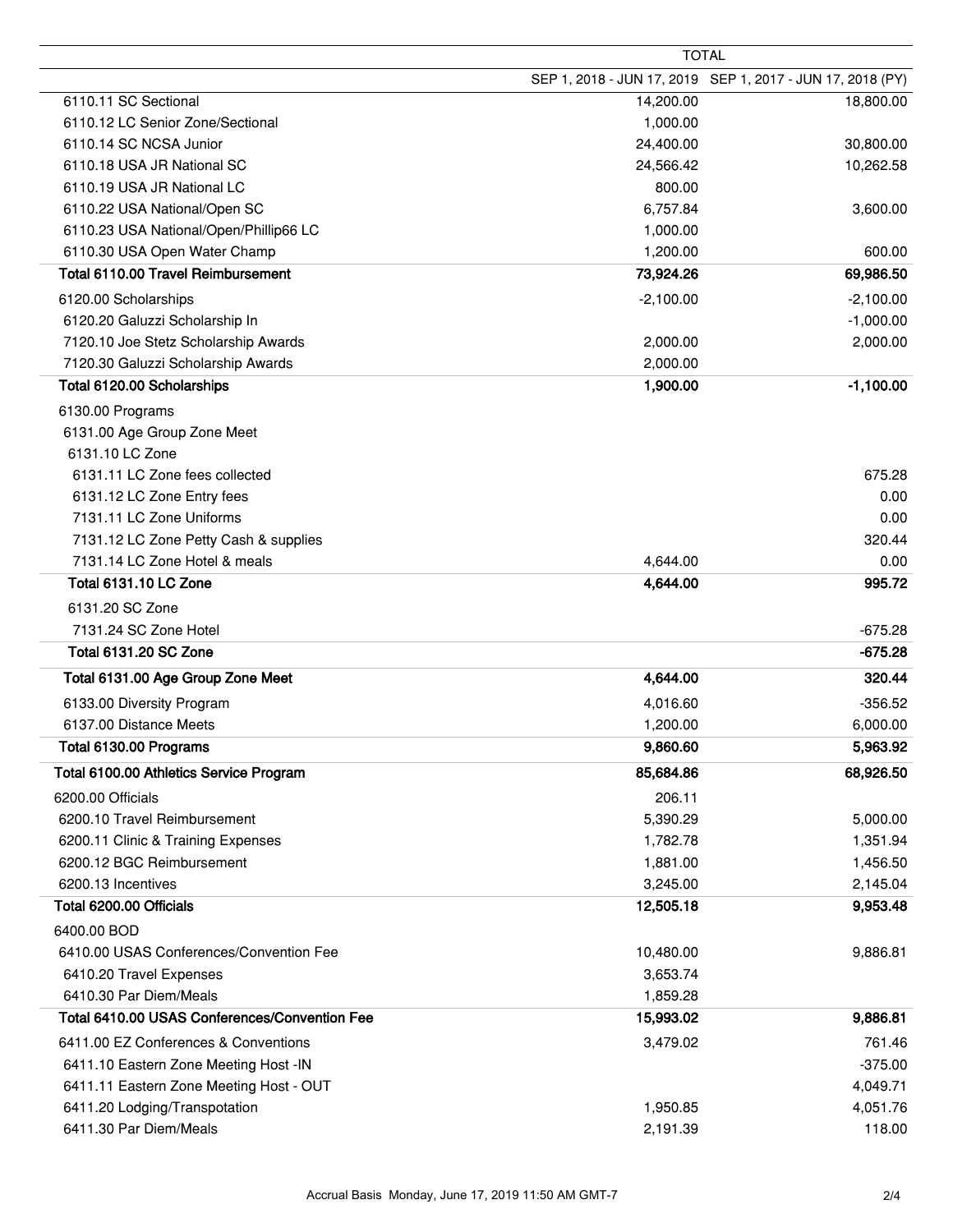| | TOTAL | |
|---|---|---|
| | SEP 1, 2018 - JUN 17, 2019 | SEP 1, 2017 - JUN 17, 2018 (PY) |
| 6110.11 SC Sectional | 14,200.00 | 18,800.00 |
| 6110.12 LC Senior Zone/Sectional | 1,000.00 | |
| 6110.14 SC NCSA Junior | 24,400.00 | 30,800.00 |
| 6110.18 USA JR National SC | 24,566.42 | 10,262.58 |
| 6110.19 USA JR National LC | 800.00 | |
| 6110.22 USA National/Open SC | 6,757.84 | 3,600.00 |
| 6110.23 USA National/Open/Phillip66 LC | 1,000.00 | |
| 6110.30 USA Open Water Champ | 1,200.00 | 600.00 |
| **Total 6110.00 Travel Reimbursement** | **73,924.26** | **69,986.50** |
| 6120.00 Scholarships | -2,100.00 | -2,100.00 |
| 6120.20 Galuzzi Scholarship In | | -1,000.00 |
| 7120.10 Joe Stetz Scholarship Awards | 2,000.00 | 2,000.00 |
| 7120.30 Galuzzi Scholarship Awards | 2,000.00 | |
| **Total 6120.00 Scholarships** | **1,900.00** | **-1,100.00** |
| 6130.00 Programs | | |
| 6131.00 Age Group Zone Meet | | |
| 6131.10 LC Zone | | |
| 6131.11 LC Zone fees collected | | 675.28 |
| 6131.12 LC Zone Entry fees | | 0.00 |
| 7131.11 LC Zone Uniforms | | 0.00 |
| 7131.12 LC Zone Petty Cash & supplies | | 320.44 |
| 7131.14 LC Zone Hotel & meals | 4,644.00 | 0.00 |
| **Total 6131.10 LC Zone** | **4,644.00** | **995.72** |
| 6131.20 SC Zone | | |
| 7131.24 SC Zone Hotel | | -675.28 |
| **Total 6131.20 SC Zone** | | **-675.28** |
| **Total 6131.00 Age Group Zone Meet** | **4,644.00** | **320.44** |
| 6133.00 Diversity Program | 4,016.60 | -356.52 |
| 6137.00 Distance Meets | 1,200.00 | 6,000.00 |
| **Total 6130.00 Programs** | **9,860.60** | **5,963.92** |
| **Total 6100.00 Athletics Service Program** | **85,684.86** | **68,926.50** |
| 6200.00 Officials | 206.11 | |
| 6200.10 Travel Reimbursement | 5,390.29 | 5,000.00 |
| 6200.11 Clinic & Training Expenses | 1,782.78 | 1,351.94 |
| 6200.12 BGC Reimbursement | 1,881.00 | 1,456.50 |
| 6200.13 Incentives | 3,245.00 | 2,145.04 |
| **Total 6200.00 Officials** | **12,505.18** | **9,953.48** |
| 6400.00 BOD | | |
| 6410.00 USAS Conferences/Convention Fee | 10,480.00 | 9,886.81 |
| 6410.20 Travel Expenses | 3,653.74 | |
| 6410.30 Par Diem/Meals | 1,859.28 | |
| **Total 6410.00 USAS Conferences/Convention Fee** | **15,993.02** | **9,886.81** |
| 6411.00 EZ Conferences & Conventions | 3,479.02 | 761.46 |
| 6411.10 Eastern Zone Meeting Host -IN | | -375.00 |
| 6411.11 Eastern Zone Meeting Host - OUT | | 4,049.71 |
| 6411.20 Lodging/Transpotation | 1,950.85 | 4,051.76 |
| 6411.30 Par Diem/Meals | 2,191.39 | 118.00 |

Accrual Basis Monday, June 17, 2019 11:50 AM GMT-7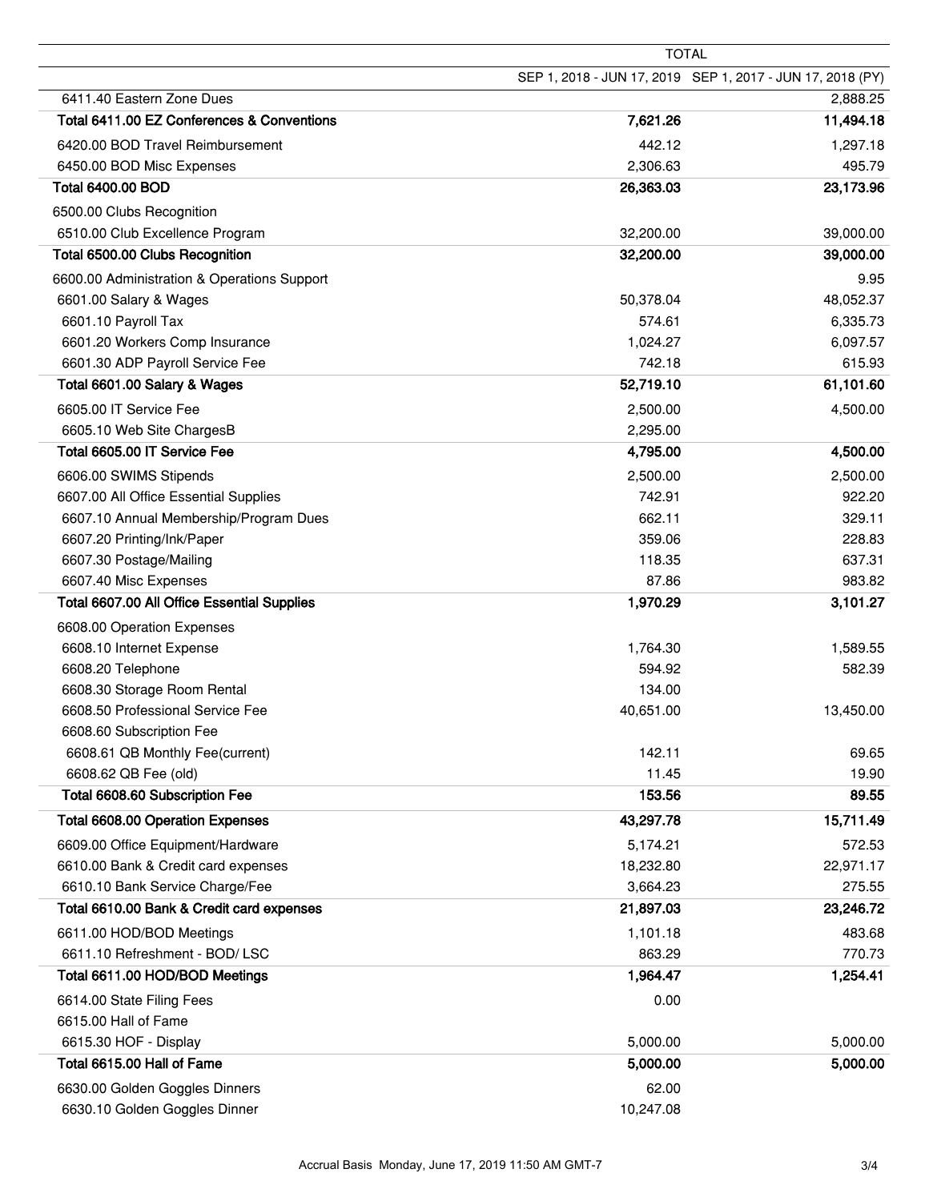| | TOTAL | |
|---|---|---|
| | SEP 1, 2018 - JUN 17, 2019 | SEP 1, 2017 - JUN 17, 2018 (PY) |
| 6411.40 Eastern Zone Dues | | 2,888.25 |
| **Total 6411.00 EZ Conferences & Conventions** | **7,621.26** | **11,494.18** |
| 6420.00 BOD Travel Reimbursement | 442.12 | 1,297.18 |
| 6450.00 BOD Misc Expenses | 2,306.63 | 495.79 |
| **Total 6400.00 BOD** | **26,363.03** | **23,173.96** |
| 6500.00 Clubs Recognition | | |
| 6510.00 Club Excellence Program | 32,200.00 | 39,000.00 |
| **Total 6500.00 Clubs Recognition** | **32,200.00** | **39,000.00** |
| 6600.00 Administration & Operations Support | | 9.95 |
| 6601.00 Salary & Wages | 50,378.04 | 48,052.37 |
| 6601.10 Payroll Tax | 574.61 | 6,335.73 |
| 6601.20 Workers Comp Insurance | 1,024.27 | 6,097.57 |
| 6601.30 ADP Payroll Service Fee | 742.18 | 615.93 |
| **Total 6601.00 Salary & Wages** | **52,719.10** | **61,101.60** |
| 6605.00 IT Service Fee | 2,500.00 | 4,500.00 |
| 6605.10 Web Site ChargesB | 2,295.00 | |
| **Total 6605.00 IT Service Fee** | **4,795.00** | **4,500.00** |
| 6606.00 SWIMS Stipends | 2,500.00 | 2,500.00 |
| 6607.00 All Office Essential Supplies | 742.91 | 922.20 |
| 6607.10 Annual Membership/Program Dues | 662.11 | 329.11 |
| 6607.20 Printing/Ink/Paper | 359.06 | 228.83 |
| 6607.30 Postage/Mailing | 118.35 | 637.31 |
| 6607.40 Misc Expenses | 87.86 | 983.82 |
| **Total 6607.00 All Office Essential Supplies** | **1,970.29** | **3,101.27** |
| 6608.00 Operation Expenses | | |
| 6608.10 Internet Expense | 1,764.30 | 1,589.55 |
| 6608.20 Telephone | 594.92 | 582.39 |
| 6608.30 Storage Room Rental | 134.00 | |
| 6608.50 Professional Service Fee | 40,651.00 | 13,450.00 |
| 6608.60 Subscription Fee | | |
| 6608.61 QB Monthly Fee(current) | 142.11 | 69.65 |
| 6608.62 QB Fee (old) | 11.45 | 19.90 |
| **Total 6608.60 Subscription Fee** | **153.56** | **89.55** |
| **Total 6608.00 Operation Expenses** | **43,297.78** | **15,711.49** |
| 6609.00 Office Equipment/Hardware | 5,174.21 | 572.53 |
| 6610.00 Bank & Credit card expenses | 18,232.80 | 22,971.17 |
| 6610.10 Bank Service Charge/Fee | 3,664.23 | 275.55 |
| **Total 6610.00 Bank & Credit card expenses** | **21,897.03** | **23,246.72** |
| 6611.00 HOD/BOD Meetings | 1,101.18 | 483.68 |
| 6611.10 Refreshment - BOD/ LSC | 863.29 | 770.73 |
| **Total 6611.00 HOD/BOD Meetings** | **1,964.47** | **1,254.41** |
| 6614.00 State Filing Fees | 0.00 | |
| 6615.00 Hall of Fame | | |
| 6615.30 HOF - Display | 5,000.00 | 5,000.00 |
| **Total 6615.00 Hall of Fame** | **5,000.00** | **5,000.00** |
| 6630.00 Golden Goggles Dinners | 62.00 | |
| 6630.10 Golden Goggles Dinner | 10,247.08 | |

Accrual Basis Monday, June 17, 2019 11:50 AM GMT-7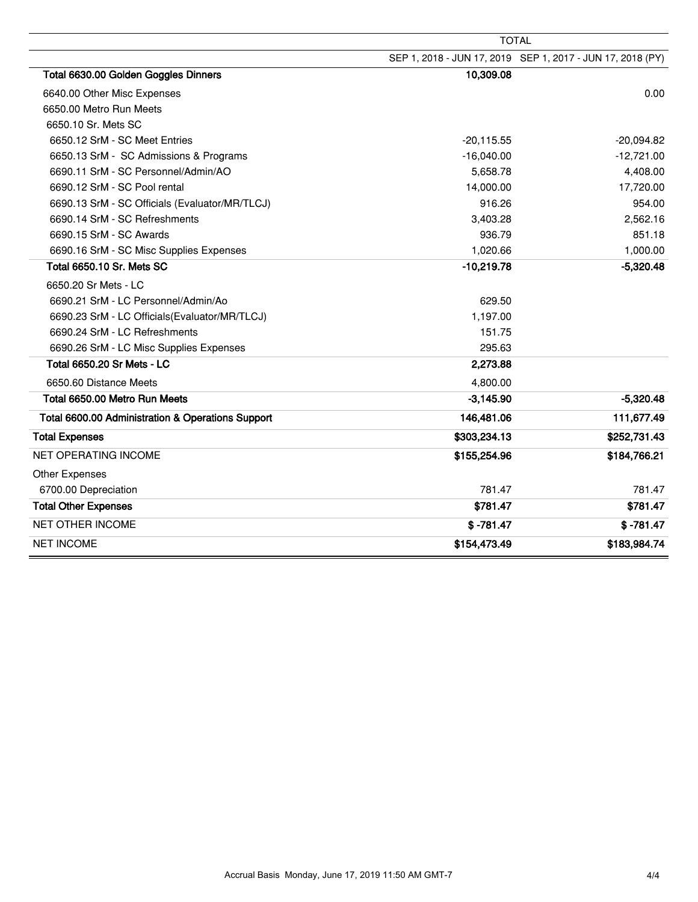| | TOTAL | |
|---|---|---|
| | SEP 1, 2018 - JUN 17, 2019 | SEP 1, 2017 - JUN 17, 2018 (PY) |
| **Total 6630.00 Golden Goggles Dinners** | **10,309.08** | |
| 6640.00 Other Misc Expenses | | 0.00 |
| 6650.00 Metro Run Meets | | |
| 6650.10 Sr. Mets SC | | |
| 6650.12 SrM - SC Meet Entries | -20,115.55 | -20,094.82 |
| 6650.13 SrM - SC Admissions & Programs | -16,040.00 | -12,721.00 |
| 6690.11 SrM - SC Personnel/Admin/AO | 5,658.78 | 4,408.00 |
| 6690.12 SrM - SC Pool rental | 14,000.00 | 17,720.00 |
| 6690.13 SrM - SC Officials (Evaluator/MR/TLCJ) | 916.26 | 954.00 |
| 6690.14 SrM - SC Refreshments | 3,403.28 | 2,562.16 |
| 6690.15 SrM - SC Awards | 936.79 | 851.18 |
| 6690.16 SrM - SC Misc Supplies Expenses | 1,020.66 | 1,000.00 |
| **Total 6650.10 Sr. Mets SC** | **-10,219.78** | **-5,320.48** |
| 6650.20 Sr Mets - LC | | |
| 6690.21 SrM - LC Personnel/Admin/Ao | 629.50 | |
| 6690.23 SrM - LC Officials(Evaluator/MR/TLCJ) | 1,197.00 | |
| 6690.24 SrM - LC Refreshments | 151.75 | |
| 6690.26 SrM - LC Misc Supplies Expenses | 295.63 | |
| **Total 6650.20 Sr Mets - LC** | **2,273.88** | |
| 6650.60 Distance Meets | 4,800.00 | |
| **Total 6650.00 Metro Run Meets** | **-3,145.90** | **-5,320.48** |
| **Total 6600.00 Administration & Operations Support** | **146,481.06** | **111,677.49** |
| **Total Expenses** | **$303,234.13** | **$252,731.43** |
| NET OPERATING INCOME | **$155,254.96** | **$184,766.21** |
| Other Expenses | | |
| 6700.00 Depreciation | 781.47 | 781.47 |
| **Total Other Expenses** | **$781.47** | **$781.47** |
| NET OTHER INCOME | **$ -781.47** | **$ -781.47** |
| NET INCOME | **$154,473.49** | **$183,984.74** |

Accrual Basis Monday, June 17, 2019 11:50 AM GMT-7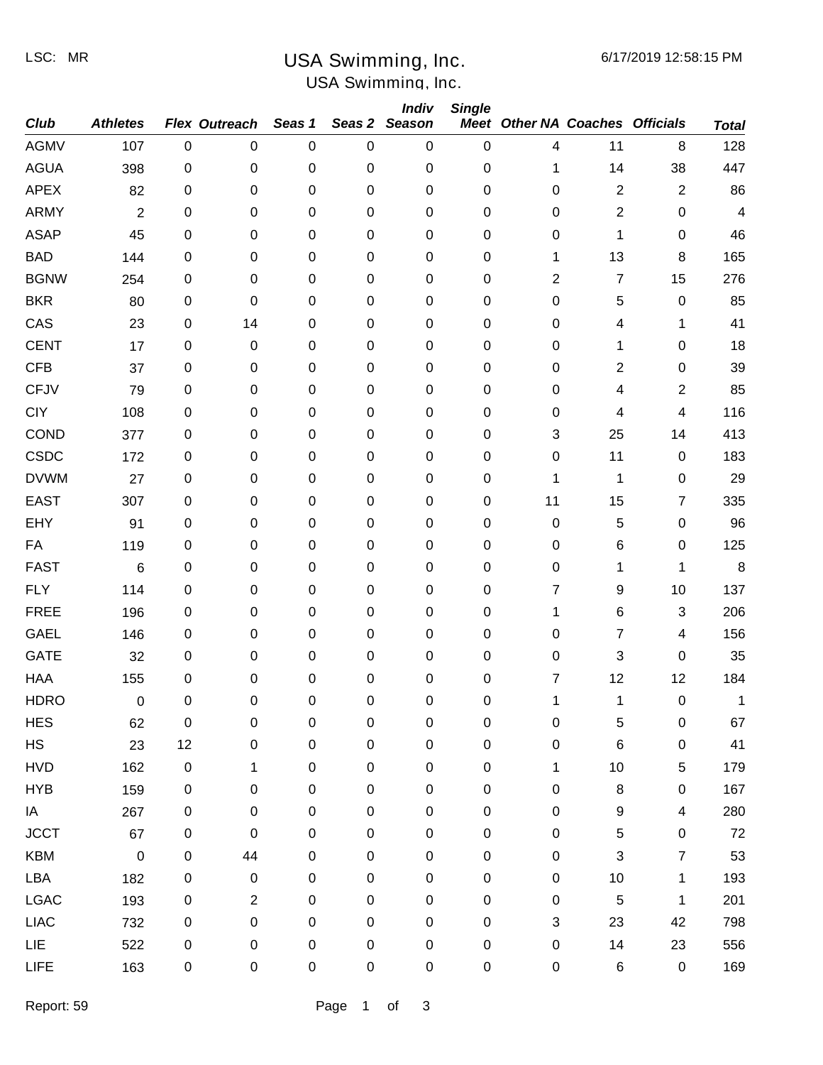LSC: MR

# USA Swimming, Inc.

USA Swimming, Inc.

6/17/2019 12:58:15 PM

| Club | Athletes | Flex | Outreach | Seas 1 | Seas 2 | Indiv Season | Single Meet | Other NA | Coaches | Officials | Total |
|---|---|---|---|---|---|---|---|---|---|---|---|
| AGMV | 107 | 0 | 0 | 0 | 0 | 0 | 0 | 4 | 11 | 8 | 128 |
| AGUA | 398 | 0 | 0 | 0 | 0 | 0 | 0 | 1 | 14 | 38 | 447 |
| APEX | 82 | 0 | 0 | 0 | 0 | 0 | 0 | 0 | 2 | 2 | 86 |
| ARMY | 2 | 0 | 0 | 0 | 0 | 0 | 0 | 0 | 2 | 0 | 4 |
| ASAP | 45 | 0 | 0 | 0 | 0 | 0 | 0 | 0 | 1 | 0 | 46 |
| BAD | 144 | 0 | 0 | 0 | 0 | 0 | 0 | 1 | 13 | 8 | 165 |
| BGNW | 254 | 0 | 0 | 0 | 0 | 0 | 0 | 2 | 7 | 15 | 276 |
| BKR | 80 | 0 | 0 | 0 | 0 | 0 | 0 | 0 | 5 | 0 | 85 |
| CAS | 23 | 0 | 14 | 0 | 0 | 0 | 0 | 0 | 4 | 1 | 41 |
| CENT | 17 | 0 | 0 | 0 | 0 | 0 | 0 | 0 | 1 | 0 | 18 |
| CFB | 37 | 0 | 0 | 0 | 0 | 0 | 0 | 0 | 2 | 0 | 39 |
| CFJV | 79 | 0 | 0 | 0 | 0 | 0 | 0 | 0 | 4 | 2 | 85 |
| CIY | 108 | 0 | 0 | 0 | 0 | 0 | 0 | 0 | 4 | 4 | 116 |
| COND | 377 | 0 | 0 | 0 | 0 | 0 | 0 | 3 | 25 | 14 | 413 |
| CSDC | 172 | 0 | 0 | 0 | 0 | 0 | 0 | 0 | 11 | 0 | 183 |
| DVWM | 27 | 0 | 0 | 0 | 0 | 0 | 0 | 1 | 1 | 0 | 29 |
| EAST | 307 | 0 | 0 | 0 | 0 | 0 | 0 | 11 | 15 | 7 | 335 |
| EHY | 91 | 0 | 0 | 0 | 0 | 0 | 0 | 0 | 5 | 0 | 96 |
| FA | 119 | 0 | 0 | 0 | 0 | 0 | 0 | 0 | 6 | 0 | 125 |
| FAST | 6 | 0 | 0 | 0 | 0 | 0 | 0 | 0 | 1 | 1 | 8 |
| FLY | 114 | 0 | 0 | 0 | 0 | 0 | 0 | 7 | 9 | 10 | 137 |
| FREE | 196 | 0 | 0 | 0 | 0 | 0 | 0 | 1 | 6 | 3 | 206 |
| GAEL | 146 | 0 | 0 | 0 | 0 | 0 | 0 | 0 | 7 | 4 | 156 |
| GATE | 32 | 0 | 0 | 0 | 0 | 0 | 0 | 0 | 3 | 0 | 35 |
| HAA | 155 | 0 | 0 | 0 | 0 | 0 | 0 | 7 | 12 | 12 | 184 |
| HDRO | 0 | 0 | 0 | 0 | 0 | 0 | 0 | 1 | 1 | 0 | 1 |
| HES | 62 | 0 | 0 | 0 | 0 | 0 | 0 | 0 | 5 | 0 | 67 |
| HS | 23 | 12 | 0 | 0 | 0 | 0 | 0 | 0 | 6 | 0 | 41 |
| HVD | 162 | 0 | 1 | 0 | 0 | 0 | 0 | 1 | 10 | 5 | 179 |
| HYB | 159 | 0 | 0 | 0 | 0 | 0 | 0 | 0 | 8 | 0 | 167 |
| IA | 267 | 0 | 0 | 0 | 0 | 0 | 0 | 0 | 9 | 4 | 280 |
| JCCT | 67 | 0 | 0 | 0 | 0 | 0 | 0 | 0 | 5 | 0 | 72 |
| KBM | 0 | 0 | 44 | 0 | 0 | 0 | 0 | 0 | 3 | 7 | 53 |
| LBA | 182 | 0 | 0 | 0 | 0 | 0 | 0 | 0 | 10 | 1 | 193 |
| LGAC | 193 | 0 | 2 | 0 | 0 | 0 | 0 | 0 | 5 | 1 | 201 |
| LIAC | 732 | 0 | 0 | 0 | 0 | 0 | 0 | 3 | 23 | 42 | 798 |
| LIE | 522 | 0 | 0 | 0 | 0 | 0 | 0 | 0 | 14 | 23 | 556 |
| LIFE | 163 | 0 | 0 | 0 | 0 | 0 | 0 | 0 | 6 | 0 | 169 |

Report: 59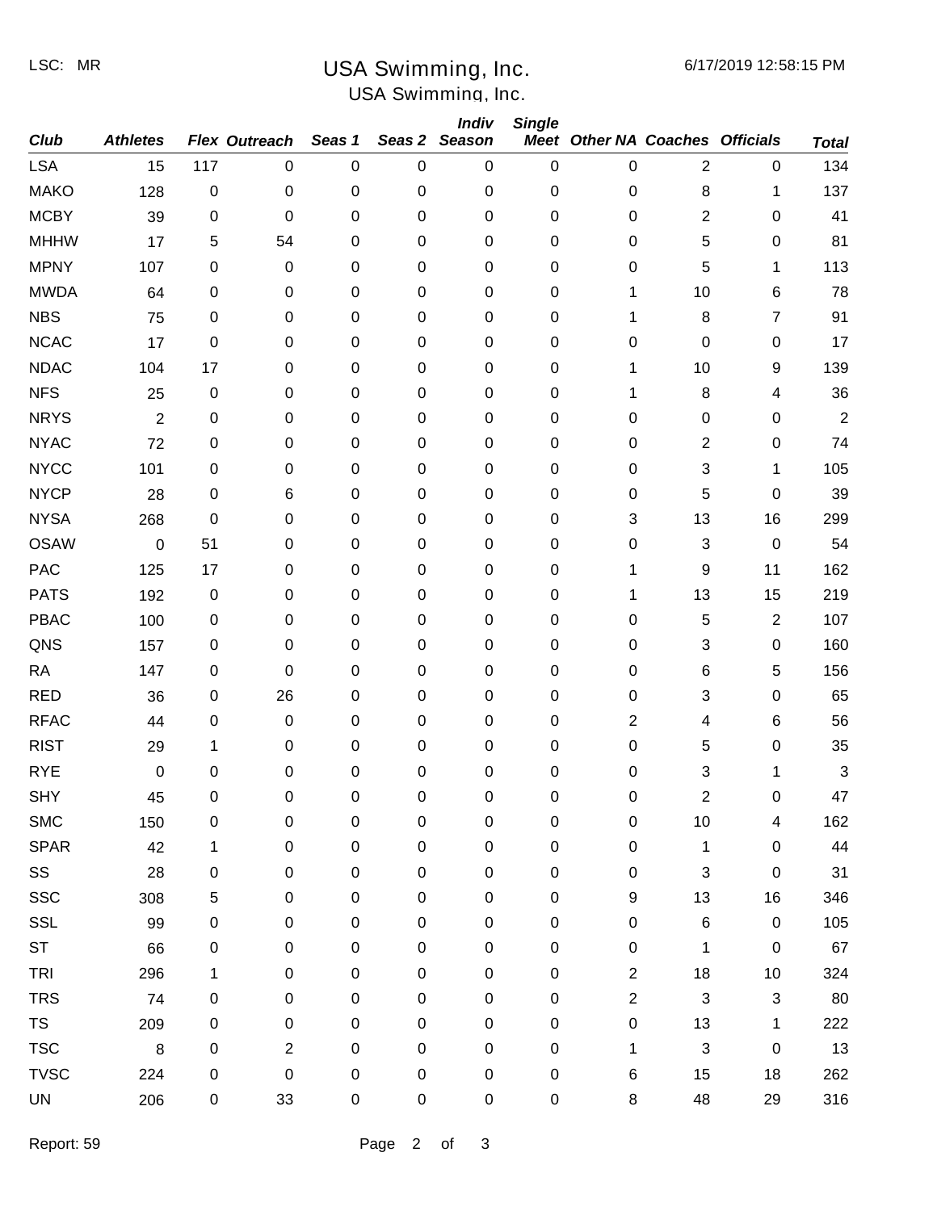LSC: MR

# USA Swimming, Inc.

USA Swimming, Inc.

6/17/2019 12:58:15 PM

| Club | Athletes | Flex | Outreach | Seas 1 | Seas 2 | Indiv Season | Single Meet | Other NA | Coaches | Officials | Total |
|---|---|---|---|---|---|---|---|---|---|---|---|
| LSA | 15 | 117 | 0 | 0 | 0 | 0 | 0 | 0 | 2 | 0 | 134 |
| MAKO | 128 | 0 | 0 | 0 | 0 | 0 | 0 | 0 | 8 | 1 | 137 |
| MCBY | 39 | 0 | 0 | 0 | 0 | 0 | 0 | 0 | 2 | 0 | 41 |
| MHHW | 17 | 5 | 54 | 0 | 0 | 0 | 0 | 0 | 5 | 0 | 81 |
| MPNY | 107 | 0 | 0 | 0 | 0 | 0 | 0 | 0 | 5 | 1 | 113 |
| MWDA | 64 | 0 | 0 | 0 | 0 | 0 | 0 | 1 | 10 | 6 | 78 |
| NBS | 75 | 0 | 0 | 0 | 0 | 0 | 0 | 1 | 8 | 7 | 91 |
| NCAC | 17 | 0 | 0 | 0 | 0 | 0 | 0 | 0 | 0 | 0 | 17 |
| NDAC | 104 | 17 | 0 | 0 | 0 | 0 | 0 | 1 | 10 | 9 | 139 |
| NFS | 25 | 0 | 0 | 0 | 0 | 0 | 0 | 1 | 8 | 4 | 36 |
| NRYS | 2 | 0 | 0 | 0 | 0 | 0 | 0 | 0 | 0 | 0 | 2 |
| NYAC | 72 | 0 | 0 | 0 | 0 | 0 | 0 | 0 | 2 | 0 | 74 |
| NYCC | 101 | 0 | 0 | 0 | 0 | 0 | 0 | 0 | 3 | 1 | 105 |
| NYCP | 28 | 0 | 6 | 0 | 0 | 0 | 0 | 0 | 5 | 0 | 39 |
| NYSA | 268 | 0 | 0 | 0 | 0 | 0 | 0 | 3 | 13 | 16 | 299 |
| OSAW | 0 | 51 | 0 | 0 | 0 | 0 | 0 | 0 | 3 | 0 | 54 |
| PAC | 125 | 17 | 0 | 0 | 0 | 0 | 0 | 1 | 9 | 11 | 162 |
| PATS | 192 | 0 | 0 | 0 | 0 | 0 | 0 | 1 | 13 | 15 | 219 |
| PBAC | 100 | 0 | 0 | 0 | 0 | 0 | 0 | 0 | 5 | 2 | 107 |
| QNS | 157 | 0 | 0 | 0 | 0 | 0 | 0 | 0 | 3 | 0 | 160 |
| RA | 147 | 0 | 0 | 0 | 0 | 0 | 0 | 0 | 6 | 5 | 156 |
| RED | 36 | 0 | 26 | 0 | 0 | 0 | 0 | 0 | 3 | 0 | 65 |
| RFAC | 44 | 0 | 0 | 0 | 0 | 0 | 0 | 2 | 4 | 6 | 56 |
| RIST | 29 | 1 | 0 | 0 | 0 | 0 | 0 | 0 | 5 | 0 | 35 |
| RYE | 0 | 0 | 0 | 0 | 0 | 0 | 0 | 0 | 3 | 1 | 3 |
| SHY | 45 | 0 | 0 | 0 | 0 | 0 | 0 | 0 | 2 | 0 | 47 |
| SMC | 150 | 0 | 0 | 0 | 0 | 0 | 0 | 0 | 10 | 4 | 162 |
| SPAR | 42 | 1 | 0 | 0 | 0 | 0 | 0 | 0 | 1 | 0 | 44 |
| SS | 28 | 0 | 0 | 0 | 0 | 0 | 0 | 0 | 3 | 0 | 31 |
| SSC | 308 | 5 | 0 | 0 | 0 | 0 | 0 | 9 | 13 | 16 | 346 |
| SSL | 99 | 0 | 0 | 0 | 0 | 0 | 0 | 0 | 6 | 0 | 105 |
| ST | 66 | 0 | 0 | 0 | 0 | 0 | 0 | 0 | 1 | 0 | 67 |
| TRI | 296 | 1 | 0 | 0 | 0 | 0 | 0 | 2 | 18 | 10 | 324 |
| TRS | 74 | 0 | 0 | 0 | 0 | 0 | 0 | 2 | 3 | 3 | 80 |
| TS | 209 | 0 | 0 | 0 | 0 | 0 | 0 | 0 | 13 | 1 | 222 |
| TSC | 8 | 0 | 2 | 0 | 0 | 0 | 0 | 1 | 3 | 0 | 13 |
| TVSC | 224 | 0 | 0 | 0 | 0 | 0 | 0 | 6 | 15 | 18 | 262 |
| UN | 206 | 0 | 33 | 0 | 0 | 0 | 0 | 8 | 48 | 29 | 316 |

Report: 59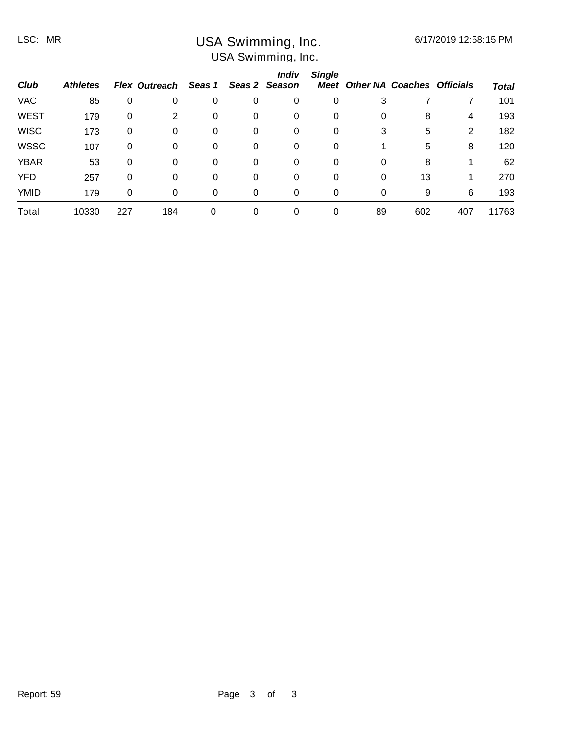| Club | Athletes | Flex | Outreach | Seas 1 | Seas 2 | Indiv Season | Single Meet | Other NA | Coaches | Officials | Total |
|---|---|---|---|---|---|---|---|---|---|---|---|
| VAC | 85 | 0 | 0 | 0 | 0 | 0 | 0 | 3 | 7 | 7 | 101 |
| WEST | 179 | 0 | 2 | 0 | 0 | 0 | 0 | 0 | 8 | 4 | 193 |
| WISC | 173 | 0 | 0 | 0 | 0 | 0 | 0 | 3 | 5 | 2 | 182 |
| WSSC | 107 | 0 | 0 | 0 | 0 | 0 | 0 | 1 | 5 | 8 | 120 |
| YBAR | 53 | 0 | 0 | 0 | 0 | 0 | 0 | 0 | 8 | 1 | 62 |
| YFD | 257 | 0 | 0 | 0 | 0 | 0 | 0 | 0 | 13 | 1 | 270 |
| YMID | 179 | 0 | 0 | 0 | 0 | 0 | 0 | 0 | 9 | 6 | 193 |
| Total | 10330 | 227 | 184 | 0 | 0 | 0 | 0 | 89 | 602 | 407 | 11763 |